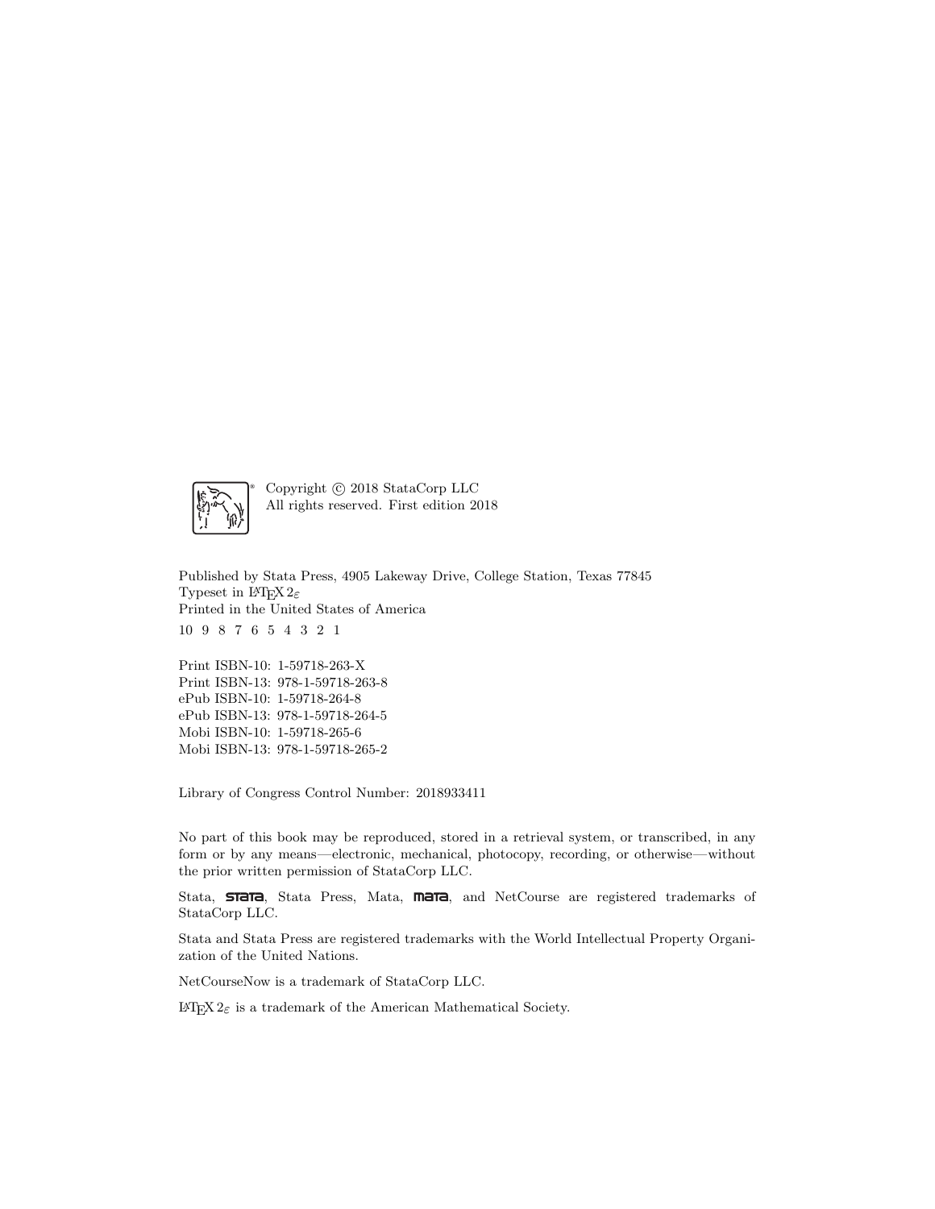Copyright © 2018 StataCorp LLC
All rights reserved. First edition 2018

Published by Stata Press, 4905 Lakeway Drive, College Station, Texas 77845
Typeset in $\LaTeX\,2_\varepsilon$
Printed in the United States of America
10 9 8 7 6 5 4 3 2 1

Print ISBN-10: 1-59718-263-X
Print ISBN-13: 978-1-59718-263-8
ePub ISBN-10: 1-59718-264-8
ePub ISBN-13: 978-1-59718-264-5
Mobi ISBN-10: 1-59718-265-6
Mobi ISBN-13: 978-1-59718-265-2

Library of Congress Control Number: 2018933411

No part of this book may be reproduced, stored in a retrieval system, or transcribed, in any form or by any means—electronic, mechanical, photocopy, recording, or otherwise—without the prior written permission of StataCorp LLC.

Stata, **stata**, Stata Press, Mata, **mata**, and NetCourse are registered trademarks of StataCorp LLC.

Stata and Stata Press are registered trademarks with the World Intellectual Property Organization of the United Nations.

NetCourseNow is a trademark of StataCorp LLC.

$\LaTeX\,2_\varepsilon$ is a trademark of the American Mathematical Society.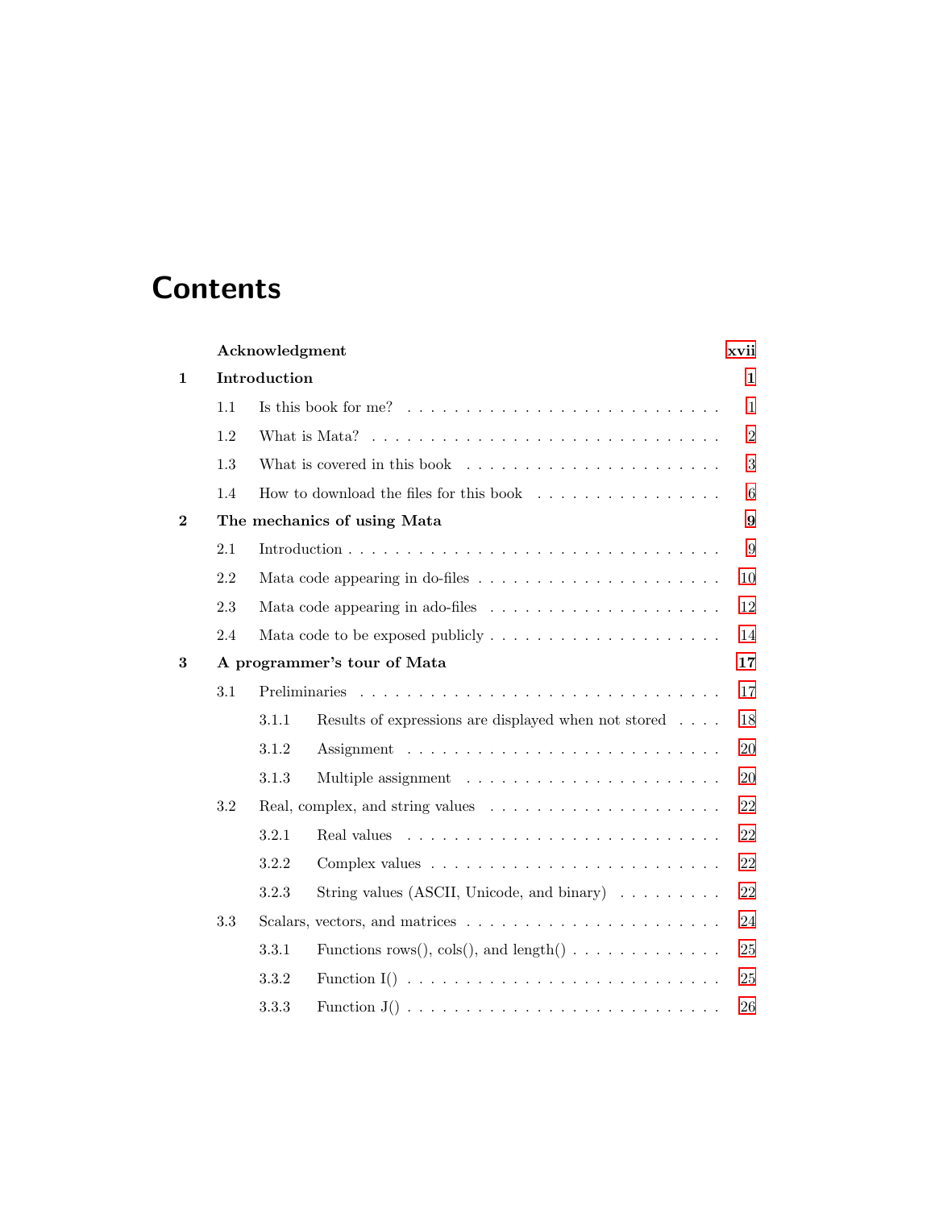# Contents

| | | |
|---|---|---|
| | **Acknowledgment** | **xvii** |
| **1** | **Introduction** | **1** |
| 1.1 | Is this book for me? | 1 |
| 1.2 | What is Mata? | 2 |
| 1.3 | What is covered in this book | 3 |
| 1.4 | How to download the files for this book | 6 |
| **2** | **The mechanics of using Mata** | **9** |
| 2.1 | Introduction | 9 |
| 2.2 | Mata code appearing in do-files | 10 |
| 2.3 | Mata code appearing in ado-files | 12 |
| 2.4 | Mata code to be exposed publicly | 14 |
| **3** | **A programmer's tour of Mata** | **17** |
| 3.1 | Preliminaries | 17 |
| 3.1.1 | Results of expressions are displayed when not stored | 18 |
| 3.1.2 | Assignment | 20 |
| 3.1.3 | Multiple assignment | 20 |
| 3.2 | Real, complex, and string values | 22 |
| 3.2.1 | Real values | 22 |
| 3.2.2 | Complex values | 22 |
| 3.2.3 | String values (ASCII, Unicode, and binary) | 22 |
| 3.3 | Scalars, vectors, and matrices | 24 |
| 3.3.1 | Functions rows(), cols(), and length() | 25 |
| 3.3.2 | Function I() | 25 |
| 3.3.3 | Function J() | 26 |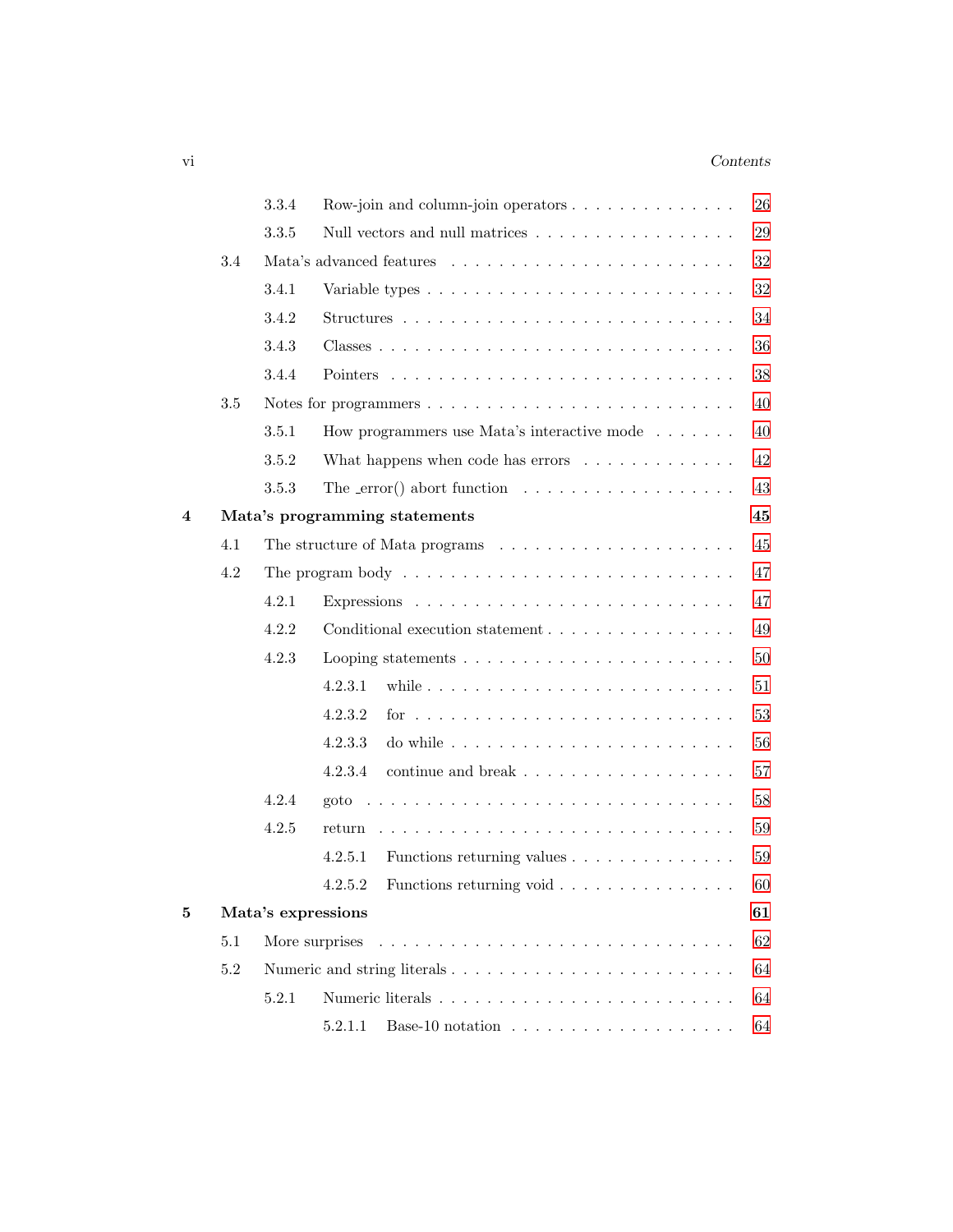3.3.4 Row-join and column-join operators . . . . . . . . . . . . . . 26

3.3.5 Null vectors and null matrices . . . . . . . . . . . . . . . . . 29

3.4 Mata's advanced features . . . . . . . . . . . . . . . . . . . . . . . 32

3.4.1 Variable types . . . . . . . . . . . . . . . . . . . . . . . . . 32

3.4.2 Structures . . . . . . . . . . . . . . . . . . . . . . . . . . . 34

3.4.3 Classes . . . . . . . . . . . . . . . . . . . . . . . . . . . . . 36

3.4.4 Pointers . . . . . . . . . . . . . . . . . . . . . . . . . . . . 38

3.5 Notes for programmers . . . . . . . . . . . . . . . . . . . . . . . . 40

3.5.1 How programmers use Mata's interactive mode . . . . . . . 40

3.5.2 What happens when code has errors . . . . . . . . . . . . . 42

3.5.3 The _error() abort function . . . . . . . . . . . . . . . . . . 43

**4 Mata's programming statements** **45**

4.1 The structure of Mata programs . . . . . . . . . . . . . . . . . . . 45

4.2 The program body . . . . . . . . . . . . . . . . . . . . . . . . . . . 47

4.2.1 Expressions . . . . . . . . . . . . . . . . . . . . . . . . . . . 47

4.2.2 Conditional execution statement . . . . . . . . . . . . . . . 49

4.2.3 Looping statements . . . . . . . . . . . . . . . . . . . . . . 50

4.2.3.1 while . . . . . . . . . . . . . . . . . . . . . . . . . 51

4.2.3.2 for . . . . . . . . . . . . . . . . . . . . . . . . . . 53

4.2.3.3 do while . . . . . . . . . . . . . . . . . . . . . . . 56

4.2.3.4 continue and break . . . . . . . . . . . . . . . . . 57

4.2.4 goto . . . . . . . . . . . . . . . . . . . . . . . . . . . . . . . 58

4.2.5 return . . . . . . . . . . . . . . . . . . . . . . . . . . . . . . 59

4.2.5.1 Functions returning values . . . . . . . . . . . . . 59

4.2.5.2 Functions returning void . . . . . . . . . . . . . . 60

**5 Mata's expressions** **61**

5.1 More surprises . . . . . . . . . . . . . . . . . . . . . . . . . . . . . 62

5.2 Numeric and string literals . . . . . . . . . . . . . . . . . . . . . . . 64

5.2.1 Numeric literals . . . . . . . . . . . . . . . . . . . . . . . . . 64

5.2.1.1 Base-10 notation . . . . . . . . . . . . . . . . . . . 64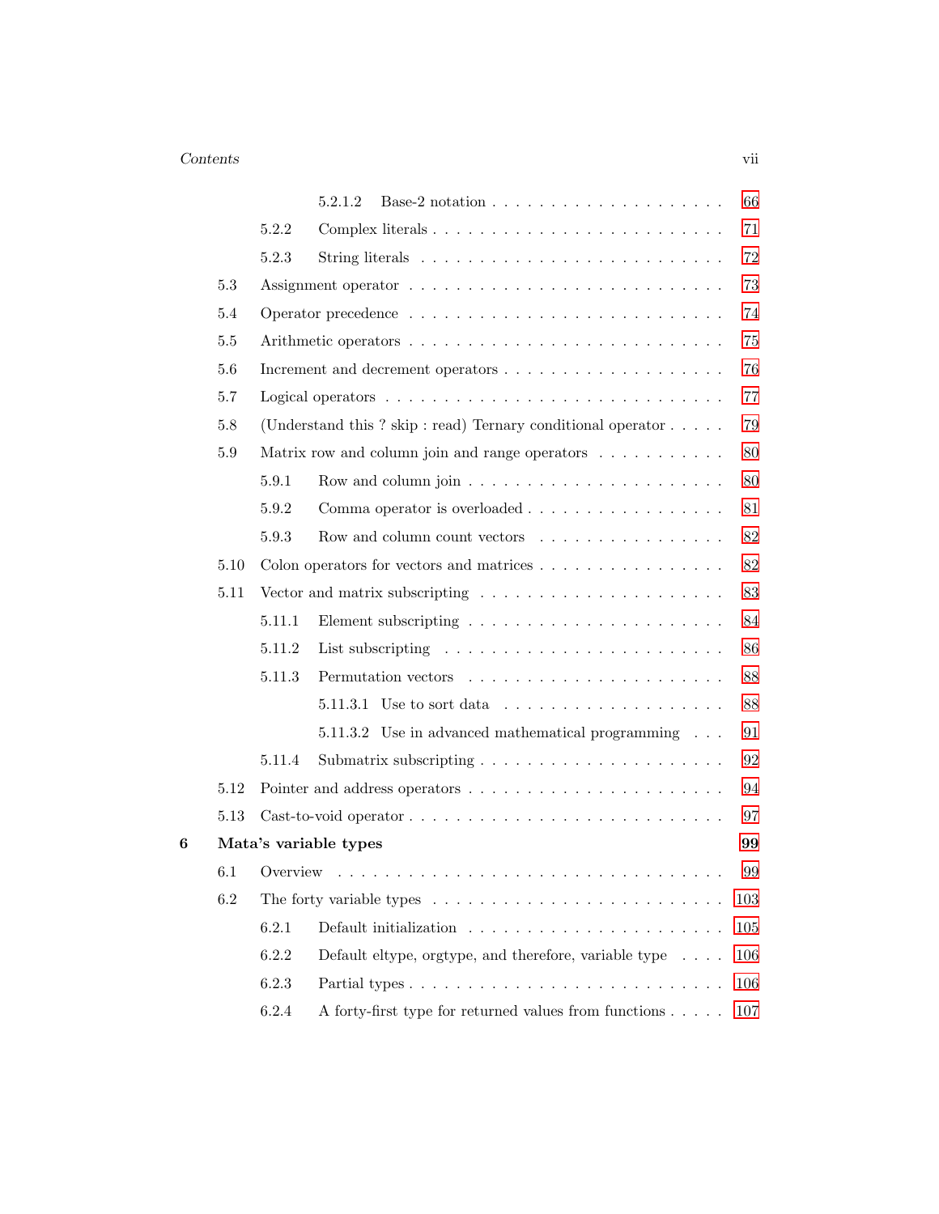5.2.1.2 Base-2 notation . . . . . . . . . . . . . . . . . . . . 66

5.2.2 Complex literals . . . . . . . . . . . . . . . . . . . . . . . . 71

5.2.3 String literals . . . . . . . . . . . . . . . . . . . . . . . . 72

5.3 Assignment operator . . . . . . . . . . . . . . . . . . . . . . . . . . 73

5.4 Operator precedence . . . . . . . . . . . . . . . . . . . . . . . . . . 74

5.5 Arithmetic operators . . . . . . . . . . . . . . . . . . . . . . . . . . 75

5.6 Increment and decrement operators . . . . . . . . . . . . . . . . . . 76

5.7 Logical operators . . . . . . . . . . . . . . . . . . . . . . . . . . . . 77

5.8 (Understand this ? skip : read) Ternary conditional operator . . . . . 79

5.9 Matrix row and column join and range operators . . . . . . . . . . . 80

5.9.1 Row and column join . . . . . . . . . . . . . . . . . . . . . 80

5.9.2 Comma operator is overloaded . . . . . . . . . . . . . . . . 81

5.9.3 Row and column count vectors . . . . . . . . . . . . . . . . 82

5.10 Colon operators for vectors and matrices . . . . . . . . . . . . . . . 82

5.11 Vector and matrix subscripting . . . . . . . . . . . . . . . . . . . . 83

5.11.1 Element subscripting . . . . . . . . . . . . . . . . . . . . . 84

5.11.2 List subscripting . . . . . . . . . . . . . . . . . . . . . . . 86

5.11.3 Permutation vectors . . . . . . . . . . . . . . . . . . . . . 88

5.11.3.1 Use to sort data . . . . . . . . . . . . . . . . . . . 88

5.11.3.2 Use in advanced mathematical programming . . . 91

5.11.4 Submatrix subscripting . . . . . . . . . . . . . . . . . . . . 92

5.12 Pointer and address operators . . . . . . . . . . . . . . . . . . . . . 94

5.13 Cast-to-void operator . . . . . . . . . . . . . . . . . . . . . . . . . . 97

**6 Mata's variable types** **99**

6.1 Overview . . . . . . . . . . . . . . . . . . . . . . . . . . . . . . . . 99

6.2 The forty variable types . . . . . . . . . . . . . . . . . . . . . . . . 103

6.2.1 Default initialization . . . . . . . . . . . . . . . . . . . . . 105

6.2.2 Default eltype, orgtype, and therefore, variable type . . . . 106

6.2.3 Partial types . . . . . . . . . . . . . . . . . . . . . . . . . . 106

6.2.4 A forty-first type for returned values from functions . . . . . 107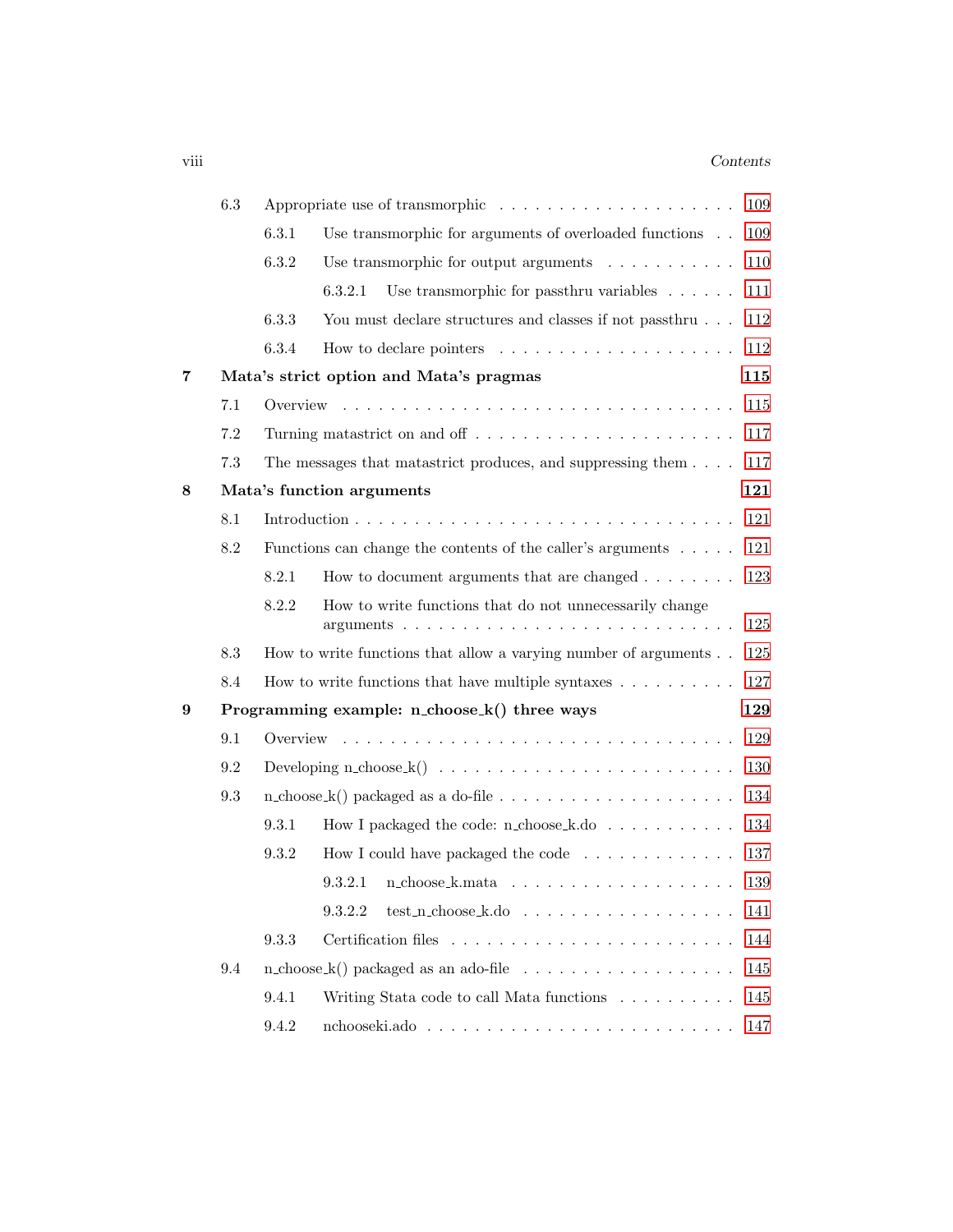| | | | |
|---|---|---|---|
| 6.3 | Appropriate use of transmorphic | | 109 |
| | 6.3.1 | Use transmorphic for arguments of overloaded functions | 109 |
| | 6.3.2 | Use transmorphic for output arguments | 110 |
| | | 6.3.2.1 Use transmorphic for passthru variables | 111 |
| | 6.3.3 | You must declare structures and classes if not passthru | 112 |
| | 6.3.4 | How to declare pointers | 112 |

**7 Mata's strict option and Mata's pragmas** **115**

| | | |
|---|---|---|
| 7.1 | Overview | 115 |
| 7.2 | Turning matastrict on and off | 117 |
| 7.3 | The messages that matastrict produces, and suppressing them | 117 |

**8 Mata's function arguments** **121**

| | | | |
|---|---|---|---|
| 8.1 | Introduction | | 121 |
| 8.2 | Functions can change the contents of the caller's arguments | | 121 |
| | 8.2.1 | How to document arguments that are changed | 123 |
| | 8.2.2 | How to write functions that do not unnecessarily change arguments | 125 |
| 8.3 | How to write functions that allow a varying number of arguments | | 125 |
| 8.4 | How to write functions that have multiple syntaxes | | 127 |

**9 Programming example: n_choose_k() three ways** **129**

| | | | |
|---|---|---|---|
| 9.1 | Overview | | 129 |
| 9.2 | Developing n_choose_k() | | 130 |
| 9.3 | n_choose_k() packaged as a do-file | | 134 |
| | 9.3.1 | How I packaged the code: n_choose_k.do | 134 |
| | 9.3.2 | How I could have packaged the code | 137 |
| | | 9.3.2.1 n_choose_k.mata | 139 |
| | | 9.3.2.2 test_n_choose_k.do | 141 |
| | 9.3.3 | Certification files | 144 |
| 9.4 | n_choose_k() packaged as an ado-file | | 145 |
| | 9.4.1 | Writing Stata code to call Mata functions | 145 |
| | 9.4.2 | nchooseki.ado | 147 |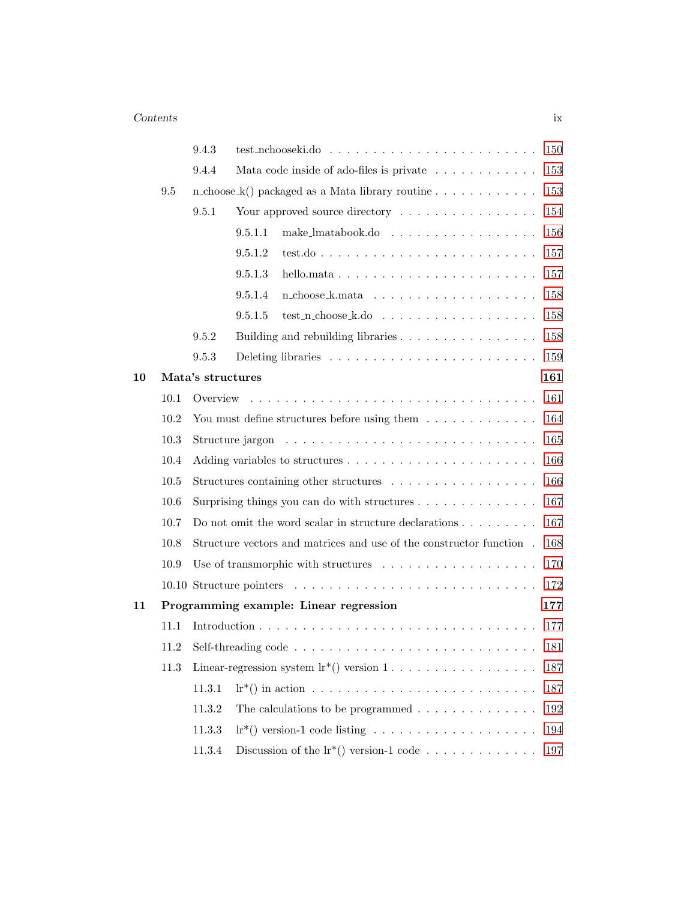- 9.4.3 test_nchooseki.do . . . . . . . . . . . . . . . . . . . . . . . 150
- 9.4.4 Mata code inside of ado-files is private . . . . . . . . . . . . 153
- 9.5 n_choose_k() packaged as a Mata library routine . . . . . . . . . . . . 153
  - 9.5.1 Your approved source directory . . . . . . . . . . . . . . . . 154
    - 9.5.1.1 make_lmatabook.do . . . . . . . . . . . . . . . . . . 156
    - 9.5.1.2 test.do . . . . . . . . . . . . . . . . . . . . . . . . 157
    - 9.5.1.3 hello.mata . . . . . . . . . . . . . . . . . . . . . . 157
    - 9.5.1.4 n_choose_k.mata . . . . . . . . . . . . . . . . . . . 158
    - 9.5.1.5 test_n_choose_k.do . . . . . . . . . . . . . . . . . . 158
  - 9.5.2 Building and rebuilding libraries . . . . . . . . . . . . . . . . 158
  - 9.5.3 Deleting libraries . . . . . . . . . . . . . . . . . . . . . . . 159

**10 Mata's structures** **161**

- 10.1 Overview . . . . . . . . . . . . . . . . . . . . . . . . . . . . . . . 161
- 10.2 You must define structures before using them . . . . . . . . . . . . . 164
- 10.3 Structure jargon . . . . . . . . . . . . . . . . . . . . . . . . . . . . 165
- 10.4 Adding variables to structures . . . . . . . . . . . . . . . . . . . . . 166
- 10.5 Structures containing other structures . . . . . . . . . . . . . . . . . 166
- 10.6 Surprising things you can do with structures . . . . . . . . . . . . . . 167
- 10.7 Do not omit the word scalar in structure declarations . . . . . . . . . 167
- 10.8 Structure vectors and matrices and use of the constructor function . 168
- 10.9 Use of transmorphic with structures . . . . . . . . . . . . . . . . . . 170
- 10.10 Structure pointers . . . . . . . . . . . . . . . . . . . . . . . . . . . 172

**11 Programming example: Linear regression** **177**

- 11.1 Introduction . . . . . . . . . . . . . . . . . . . . . . . . . . . . . . . 177
- 11.2 Self-threading code . . . . . . . . . . . . . . . . . . . . . . . . . . . 181
- 11.3 Linear-regression system lr*() version 1 . . . . . . . . . . . . . . . . 187
  - 11.3.1 lr*() in action . . . . . . . . . . . . . . . . . . . . . . . . . . 187
  - 11.3.2 The calculations to be programmed . . . . . . . . . . . . . . . 192
  - 11.3.3 lr*() version-1 code listing . . . . . . . . . . . . . . . . . . . 194
  - 11.3.4 Discussion of the lr*() version-1 code . . . . . . . . . . . . . 197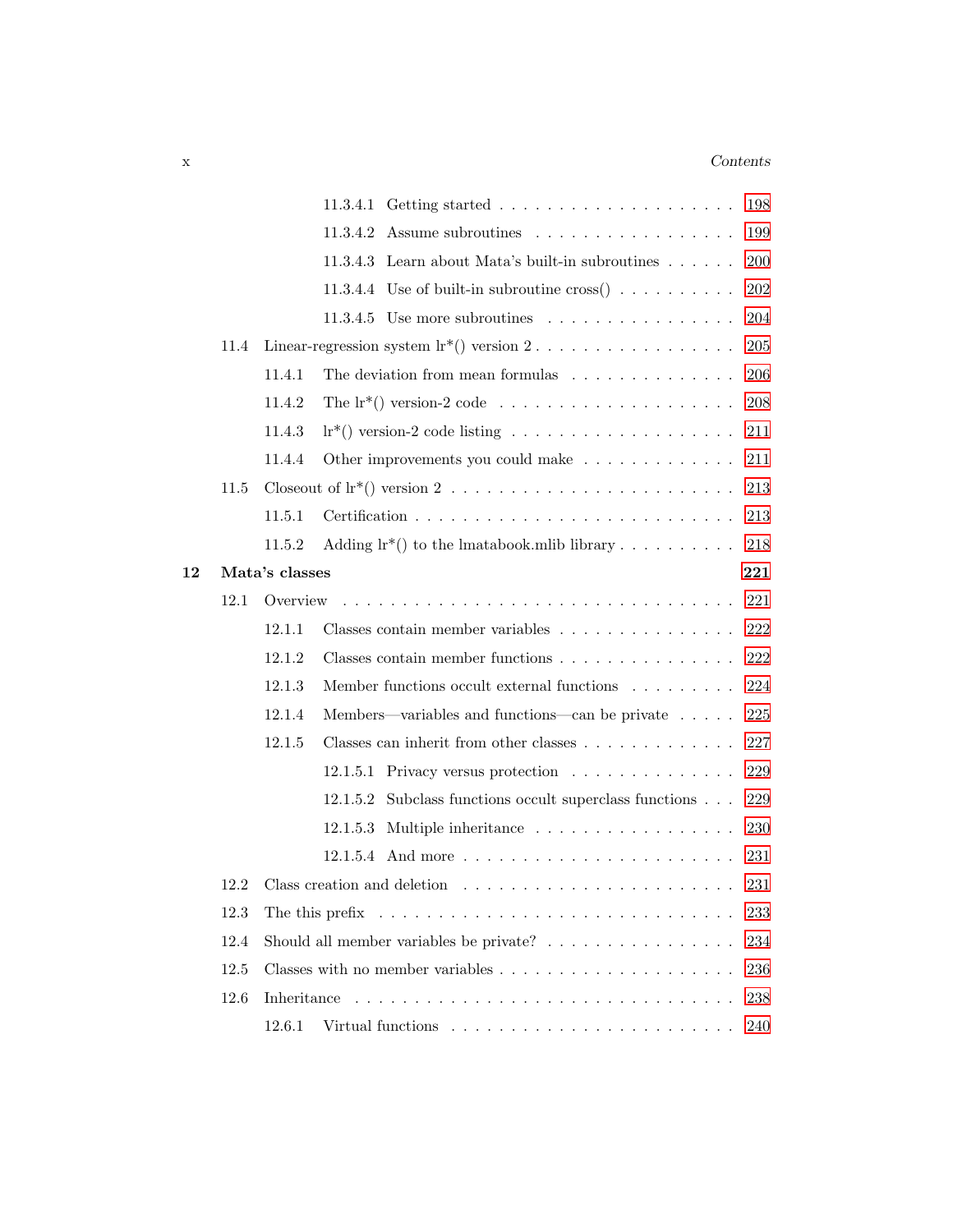11.3.4.1 Getting started . . . . . . . . . . . . . . . . . . . . 198

11.3.4.2 Assume subroutines . . . . . . . . . . . . . . . . . 199

11.3.4.3 Learn about Mata's built-in subroutines . . . . . . 200

11.3.4.4 Use of built-in subroutine cross() . . . . . . . . . . 202

11.3.4.5 Use more subroutines . . . . . . . . . . . . . . . . 204

11.4 Linear-regression system lr*() version 2 . . . . . . . . . . . . . . . . 205

11.4.1 The deviation from mean formulas . . . . . . . . . . . . . . 206

11.4.2 The lr*() version-2 code . . . . . . . . . . . . . . . . . . . 208

11.4.3 lr*() version-2 code listing . . . . . . . . . . . . . . . . . . 211

11.4.4 Other improvements you could make . . . . . . . . . . . . . 211

11.5 Closeout of lr*() version 2 . . . . . . . . . . . . . . . . . . . . . . 213

11.5.1 Certification . . . . . . . . . . . . . . . . . . . . . . . . . 213

11.5.2 Adding lr*() to the lmatabook.mlib library . . . . . . . . . 218

**12 Mata's classes** **221**

12.1 Overview . . . . . . . . . . . . . . . . . . . . . . . . . . . . . . . 221

12.1.1 Classes contain member variables . . . . . . . . . . . . . . . 222

12.1.2 Classes contain member functions . . . . . . . . . . . . . . . 222

12.1.3 Member functions occult external functions . . . . . . . . . 224

12.1.4 Members—variables and functions—can be private . . . . . 225

12.1.5 Classes can inherit from other classes . . . . . . . . . . . . . 227

12.1.5.1 Privacy versus protection . . . . . . . . . . . . . . 229

12.1.5.2 Subclass functions occult superclass functions . . . 229

12.1.5.3 Multiple inheritance . . . . . . . . . . . . . . . . . 230

12.1.5.4 And more . . . . . . . . . . . . . . . . . . . . . . . 231

12.2 Class creation and deletion . . . . . . . . . . . . . . . . . . . . . . 231

12.3 The this prefix . . . . . . . . . . . . . . . . . . . . . . . . . . . . . 233

12.4 Should all member variables be private? . . . . . . . . . . . . . . . 234

12.5 Classes with no member variables . . . . . . . . . . . . . . . . . . . 236

12.6 Inheritance . . . . . . . . . . . . . . . . . . . . . . . . . . . . . . . 238

12.6.1 Virtual functions . . . . . . . . . . . . . . . . . . . . . . . . 240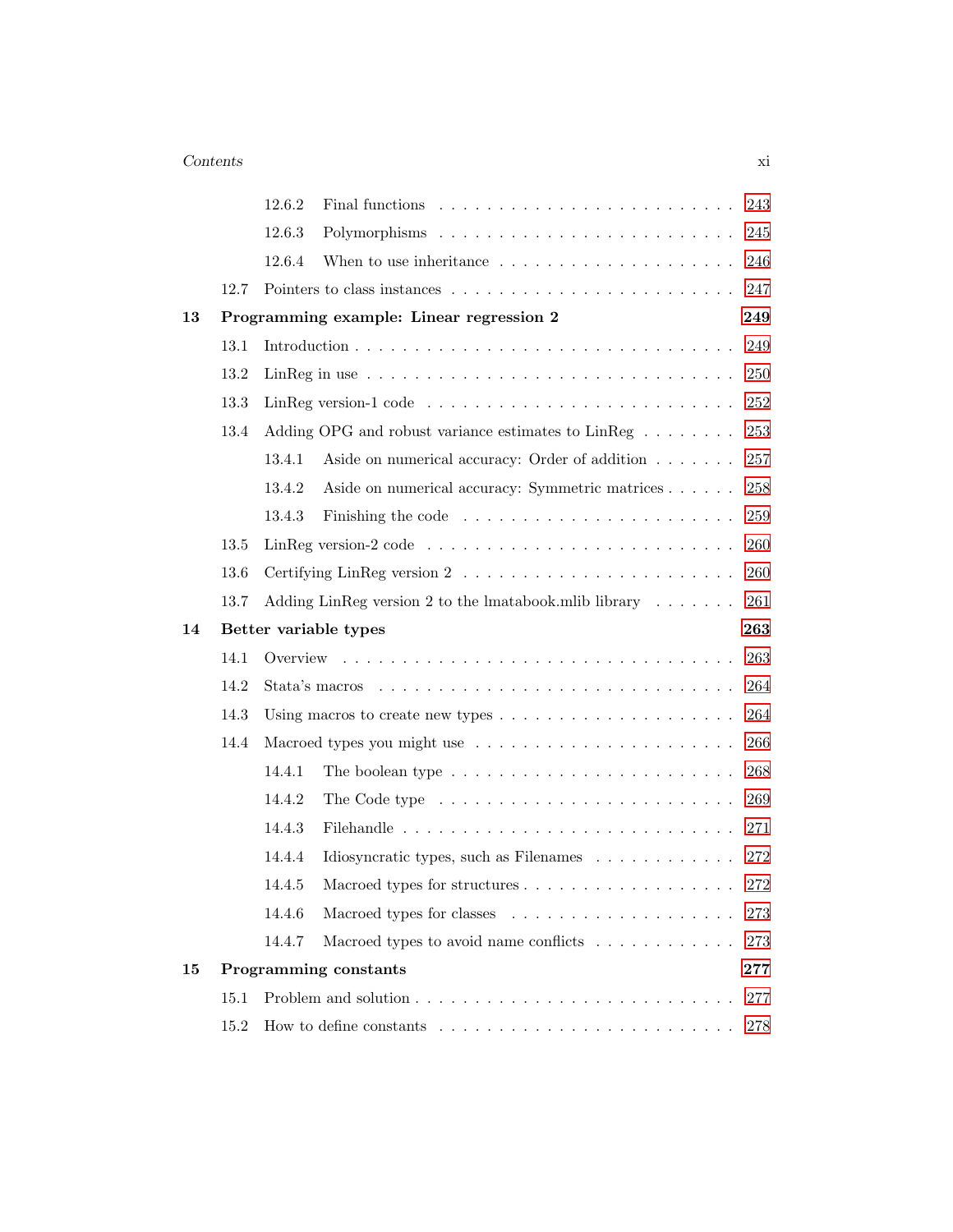| | | | |
|---|---|---|---|
| | 12.6.2 | Final functions | 243 |
| | 12.6.3 | Polymorphisms | 245 |
| | 12.6.4 | When to use inheritance | 246 |
| 12.7 | | Pointers to class instances | 247 |
| **13** | | **Programming example: Linear regression 2** | **249** |
| 13.1 | | Introduction | 249 |
| 13.2 | | LinReg in use | 250 |
| 13.3 | | LinReg version-1 code | 252 |
| 13.4 | | Adding OPG and robust variance estimates to LinReg | 253 |
| | 13.4.1 | Aside on numerical accuracy: Order of addition | 257 |
| | 13.4.2 | Aside on numerical accuracy: Symmetric matrices | 258 |
| | 13.4.3 | Finishing the code | 259 |
| 13.5 | | LinReg version-2 code | 260 |
| 13.6 | | Certifying LinReg version 2 | 260 |
| 13.7 | | Adding LinReg version 2 to the lmatabook.mlib library | 261 |
| **14** | | **Better variable types** | **263** |
| 14.1 | | Overview | 263 |
| 14.2 | | Stata's macros | 264 |
| 14.3 | | Using macros to create new types | 264 |
| 14.4 | | Macroed types you might use | 266 |
| | 14.4.1 | The boolean type | 268 |
| | 14.4.2 | The Code type | 269 |
| | 14.4.3 | Filehandle | 271 |
| | 14.4.4 | Idiosyncratic types, such as Filenames | 272 |
| | 14.4.5 | Macroed types for structures | 272 |
| | 14.4.6 | Macroed types for classes | 273 |
| | 14.4.7 | Macroed types to avoid name conflicts | 273 |
| **15** | | **Programming constants** | **277** |
| 15.1 | | Problem and solution | 277 |
| 15.2 | | How to define constants | 278 |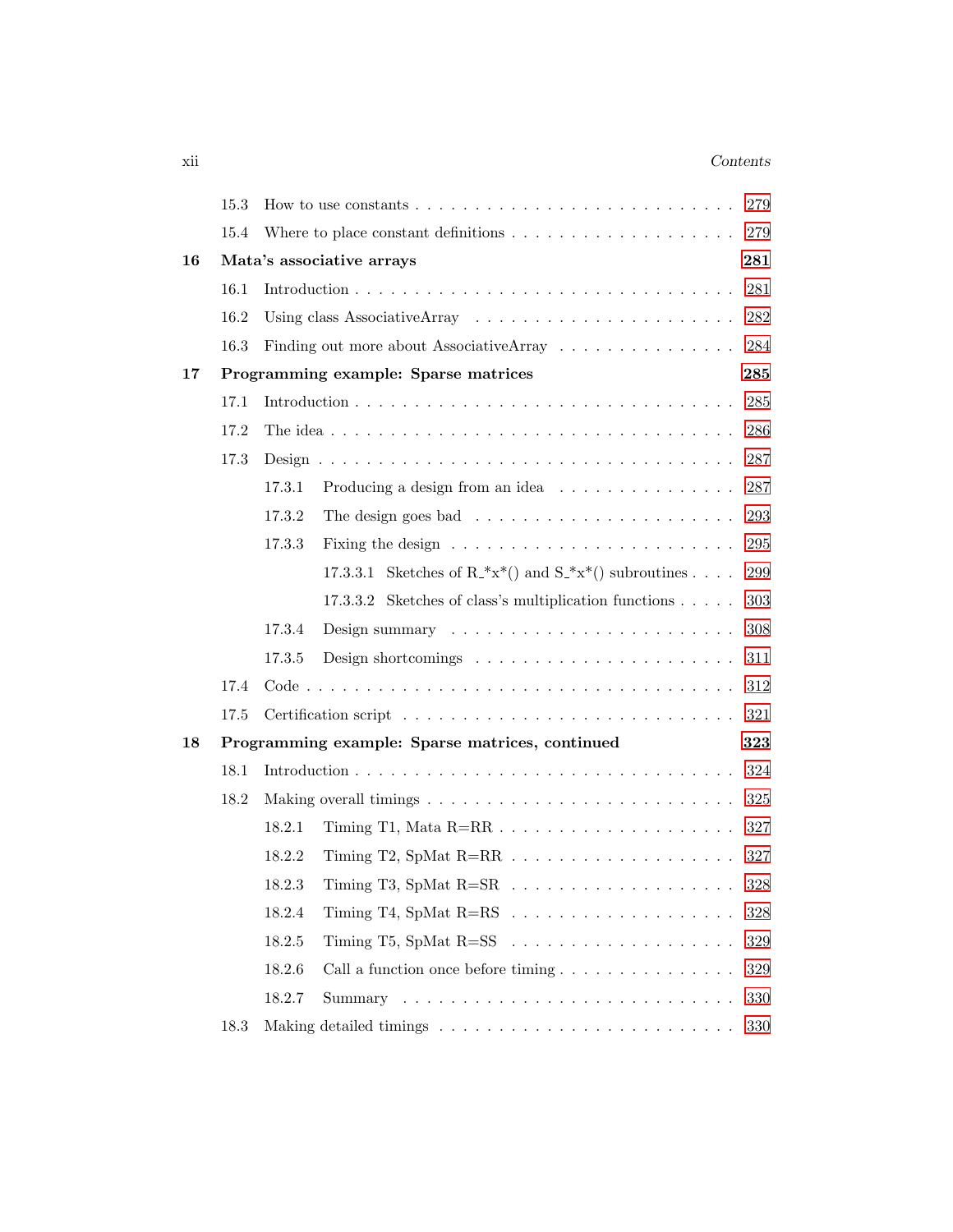| | | |
|---|---|---|
| 15.3 | How to use constants | 279 |
| 15.4 | Where to place constant definitions | 279 |
| **16** | **Mata's associative arrays** | **281** |
| 16.1 | Introduction | 281 |
| 16.2 | Using class AssociativeArray | 282 |
| 16.3 | Finding out more about AssociativeArray | 284 |
| **17** | **Programming example: Sparse matrices** | **285** |
| 17.1 | Introduction | 285 |
| 17.2 | The idea | 286 |
| 17.3 | Design | 287 |
| 17.3.1 | Producing a design from an idea | 287 |
| 17.3.2 | The design goes bad | 293 |
| 17.3.3 | Fixing the design | 295 |
| 17.3.3.1 | Sketches of R_*x*() and S_*x*() subroutines | 299 |
| 17.3.3.2 | Sketches of class's multiplication functions | 303 |
| 17.3.4 | Design summary | 308 |
| 17.3.5 | Design shortcomings | 311 |
| 17.4 | Code | 312 |
| 17.5 | Certification script | 321 |
| **18** | **Programming example: Sparse matrices, continued** | **323** |
| 18.1 | Introduction | 324 |
| 18.2 | Making overall timings | 325 |
| 18.2.1 | Timing T1, Mata R=RR | 327 |
| 18.2.2 | Timing T2, SpMat R=RR | 327 |
| 18.2.3 | Timing T3, SpMat R=SR | 328 |
| 18.2.4 | Timing T4, SpMat R=RS | 328 |
| 18.2.5 | Timing T5, SpMat R=SS | 329 |
| 18.2.6 | Call a function once before timing | 329 |
| 18.2.7 | Summary | 330 |
| 18.3 | Making detailed timings | 330 |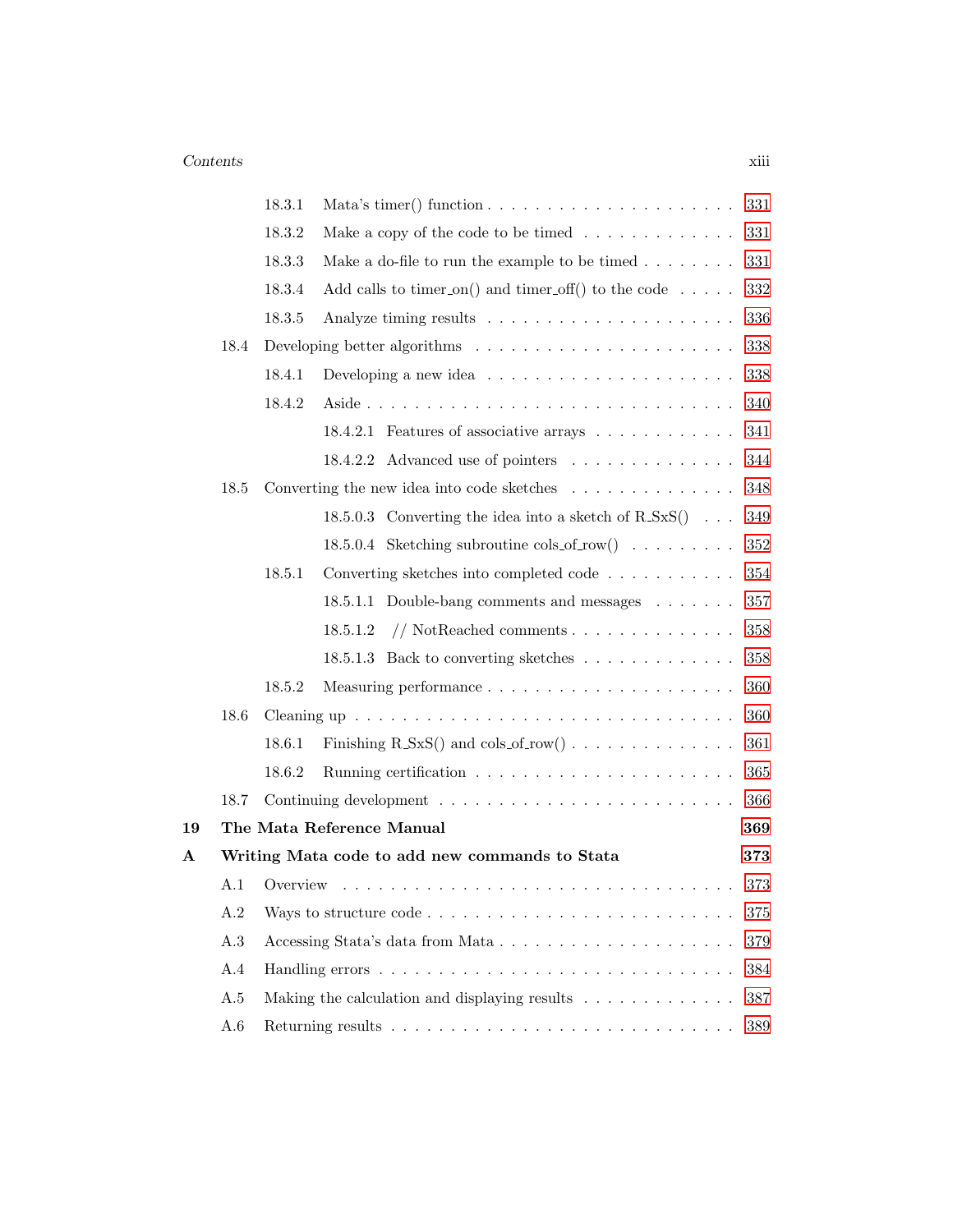- 18.3.1 Mata's timer() function . . . . . . . . . . . . . . . . . . . . 331
- 18.3.2 Make a copy of the code to be timed . . . . . . . . . . . . . 331
- 18.3.3 Make a do-file to run the example to be timed . . . . . . . . 331
- 18.3.4 Add calls to timer_on() and timer_off() to the code . . . . . 332
- 18.3.5 Analyze timing results . . . . . . . . . . . . . . . . . . . . 336

18.4 Developing better algorithms . . . . . . . . . . . . . . . . . . . . . . 338

- 18.4.1 Developing a new idea . . . . . . . . . . . . . . . . . . . . 338
- 18.4.2 Aside . . . . . . . . . . . . . . . . . . . . . . . . . . . . . 340
  - 18.4.2.1 Features of associative arrays . . . . . . . . . . . . 341
  - 18.4.2.2 Advanced use of pointers . . . . . . . . . . . . . . 344

18.5 Converting the new idea into code sketches . . . . . . . . . . . . . . 348

- 18.5.0.3 Converting the idea into a sketch of R_SxS() . . . 349
- 18.5.0.4 Sketching subroutine cols_of_row() . . . . . . . . . 352
- 18.5.1 Converting sketches into completed code . . . . . . . . . . . 354
  - 18.5.1.1 Double-bang comments and messages . . . . . . . 357
  - 18.5.1.2 // NotReached comments . . . . . . . . . . . . . . . 358
  - 18.5.1.3 Back to converting sketches . . . . . . . . . . . . . 358
- 18.5.2 Measuring performance . . . . . . . . . . . . . . . . . . . . 360

18.6 Cleaning up . . . . . . . . . . . . . . . . . . . . . . . . . . . . . . . 360

- 18.6.1 Finishing R_SxS() and cols_of_row() . . . . . . . . . . . . . 361
- 18.6.2 Running certification . . . . . . . . . . . . . . . . . . . . . 365

18.7 Continuing development . . . . . . . . . . . . . . . . . . . . . . . . 366

**19 The Mata Reference Manual** **369**

**A Writing Mata code to add new commands to Stata** **373**

- A.1 Overview . . . . . . . . . . . . . . . . . . . . . . . . . . . . . . . . 373
- A.2 Ways to structure code . . . . . . . . . . . . . . . . . . . . . . . . . 375
- A.3 Accessing Stata's data from Mata . . . . . . . . . . . . . . . . . . . 379
- A.4 Handling errors . . . . . . . . . . . . . . . . . . . . . . . . . . . . . 384
- A.5 Making the calculation and displaying results . . . . . . . . . . . . . 387
- A.6 Returning results . . . . . . . . . . . . . . . . . . . . . . . . . . . . 389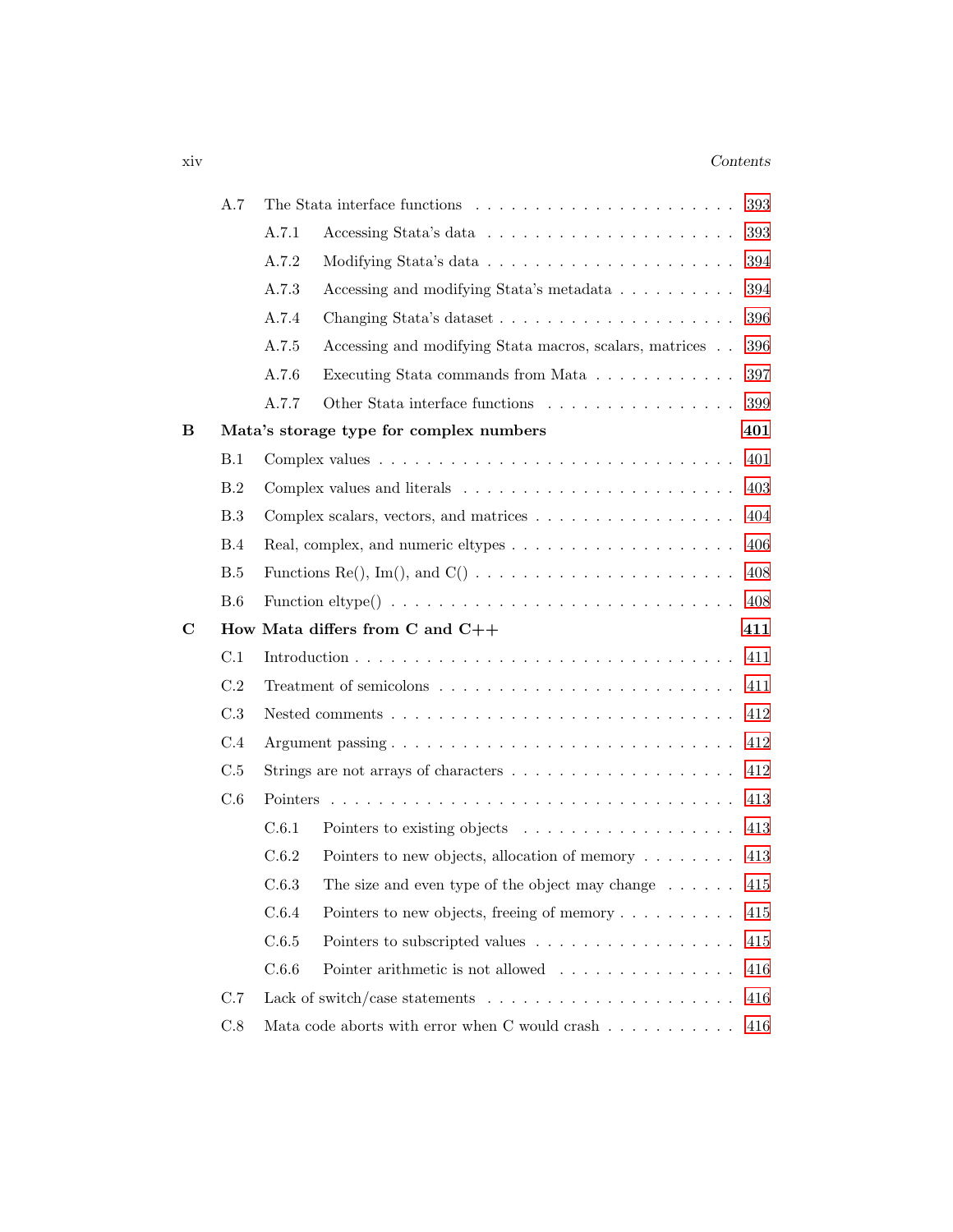A.7 The Stata interface functions . . . . . . . . . . . . . . . . . . . . . . 393

A.7.1 Accessing Stata's data . . . . . . . . . . . . . . . . . . . . . 393

A.7.2 Modifying Stata's data . . . . . . . . . . . . . . . . . . . . . 394

A.7.3 Accessing and modifying Stata's metadata . . . . . . . . . . 394

A.7.4 Changing Stata's dataset . . . . . . . . . . . . . . . . . . . . 396

A.7.5 Accessing and modifying Stata macros, scalars, matrices . . 396

A.7.6 Executing Stata commands from Mata . . . . . . . . . . . . 397

A.7.7 Other Stata interface functions . . . . . . . . . . . . . . . . 399

**B Mata's storage type for complex numbers** **401**

B.1 Complex values . . . . . . . . . . . . . . . . . . . . . . . . . . . . 401

B.2 Complex values and literals . . . . . . . . . . . . . . . . . . . . . . 403

B.3 Complex scalars, vectors, and matrices . . . . . . . . . . . . . . . . 404

B.4 Real, complex, and numeric eltypes . . . . . . . . . . . . . . . . . . 406

B.5 Functions Re(), Im(), and C() . . . . . . . . . . . . . . . . . . . . . 408

B.6 Function eltype() . . . . . . . . . . . . . . . . . . . . . . . . . . . 408

**C How Mata differs from C and C++** **411**

C.1 Introduction . . . . . . . . . . . . . . . . . . . . . . . . . . . . . . 411

C.2 Treatment of semicolons . . . . . . . . . . . . . . . . . . . . . . . . 411

C.3 Nested comments . . . . . . . . . . . . . . . . . . . . . . . . . . . 412

C.4 Argument passing . . . . . . . . . . . . . . . . . . . . . . . . . . . 412

C.5 Strings are not arrays of characters . . . . . . . . . . . . . . . . . . 412

C.6 Pointers . . . . . . . . . . . . . . . . . . . . . . . . . . . . . . . . 413

C.6.1 Pointers to existing objects . . . . . . . . . . . . . . . . . . 413

C.6.2 Pointers to new objects, allocation of memory . . . . . . . . 413

C.6.3 The size and even type of the object may change . . . . . . 415

C.6.4 Pointers to new objects, freeing of memory . . . . . . . . . . 415

C.6.5 Pointers to subscripted values . . . . . . . . . . . . . . . . . 415

C.6.6 Pointer arithmetic is not allowed . . . . . . . . . . . . . . . 416

C.7 Lack of switch/case statements . . . . . . . . . . . . . . . . . . . . 416

C.8 Mata code aborts with error when C would crash . . . . . . . . . . . 416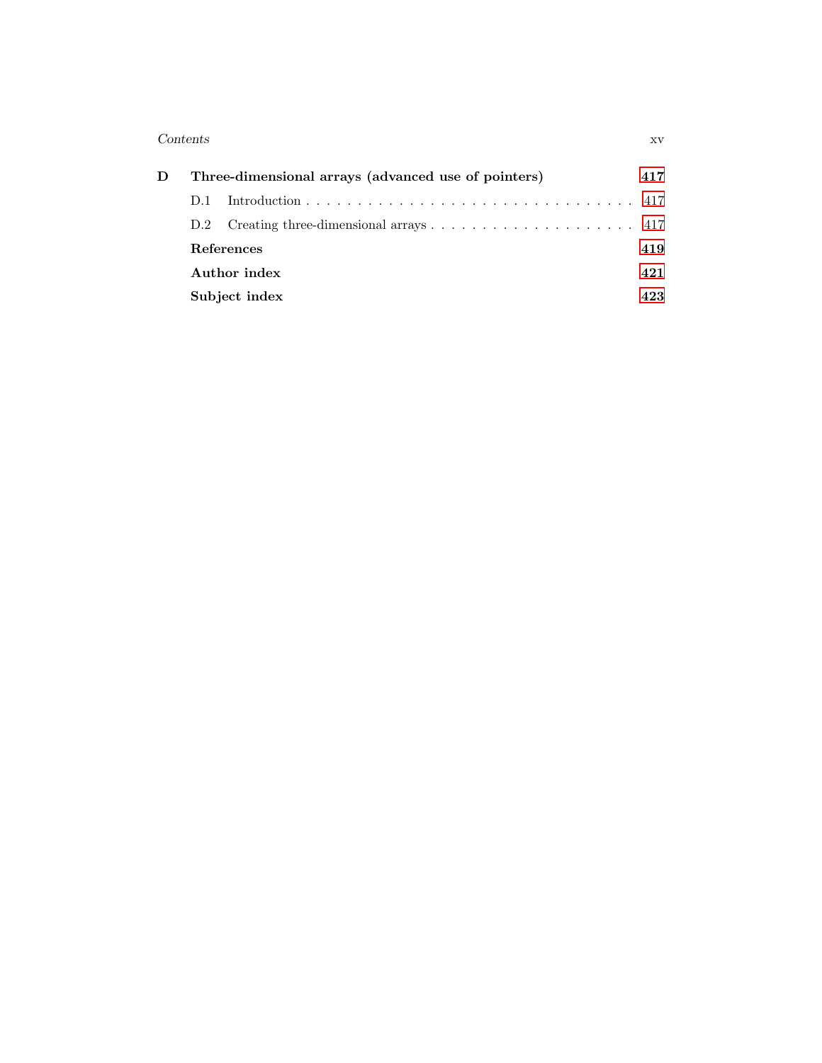**D Three-dimensional arrays (advanced use of pointers) 417**

- D.1 Introduction . . . . . . . . . . . . . . . . . . . . . . . . . . . . . . . . 417
- D.2 Creating three-dimensional arrays . . . . . . . . . . . . . . . . . . . . 417

**References 419**

**Author index 421**

**Subject index 423**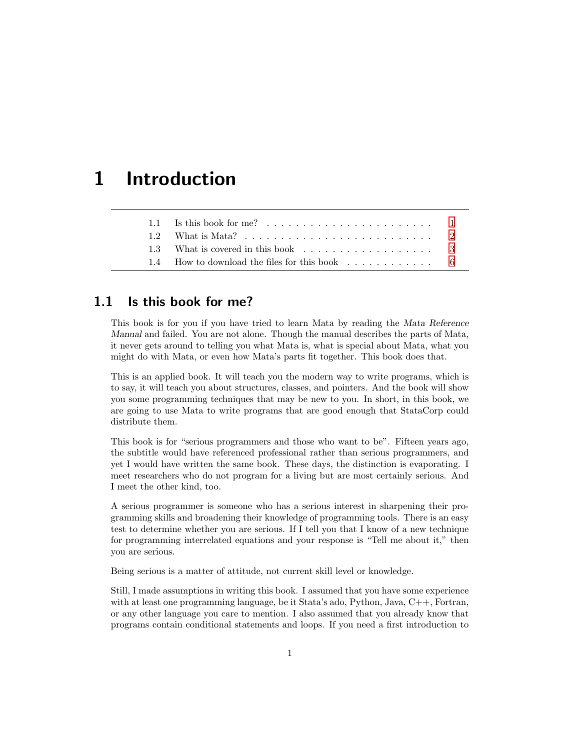# 1 Introduction

| | | |
|---|---|---|
| 1.1 | Is this book for me? | 1 |
| 1.2 | What is Mata? | 2 |
| 1.3 | What is covered in this book | 3 |
| 1.4 | How to download the files for this book | 6 |

## 1.1 Is this book for me?

This book is for you if you have tried to learn Mata by reading the *Mata Reference Manual* and failed. You are not alone. Though the manual describes the parts of Mata, it never gets around to telling you what Mata is, what is special about Mata, what you might do with Mata, or even how Mata's parts fit together. This book does that.

This is an applied book. It will teach you the modern way to write programs, which is to say, it will teach you about structures, classes, and pointers. And the book will show you some programming techniques that may be new to you. In short, in this book, we are going to use Mata to write programs that are good enough that StataCorp could distribute them.

This book is for "serious programmers and those who want to be". Fifteen years ago, the subtitle would have referenced professional rather than serious programmers, and yet I would have written the same book. These days, the distinction is evaporating. I meet researchers who do not program for a living but are most certainly serious. And I meet the other kind, too.

A serious programmer is someone who has a serious interest in sharpening their programming skills and broadening their knowledge of programming tools. There is an easy test to determine whether you are serious. If I tell you that I know of a new technique for programming interrelated equations and your response is "Tell me about it," then you are serious.

Being serious is a matter of attitude, not current skill level or knowledge.

Still, I made assumptions in writing this book. I assumed that you have some experience with at least one programming language, be it Stata's ado, Python, Java, C++, Fortran, or any other language you care to mention. I also assumed that you already know that programs contain conditional statements and loops. If you need a first introduction to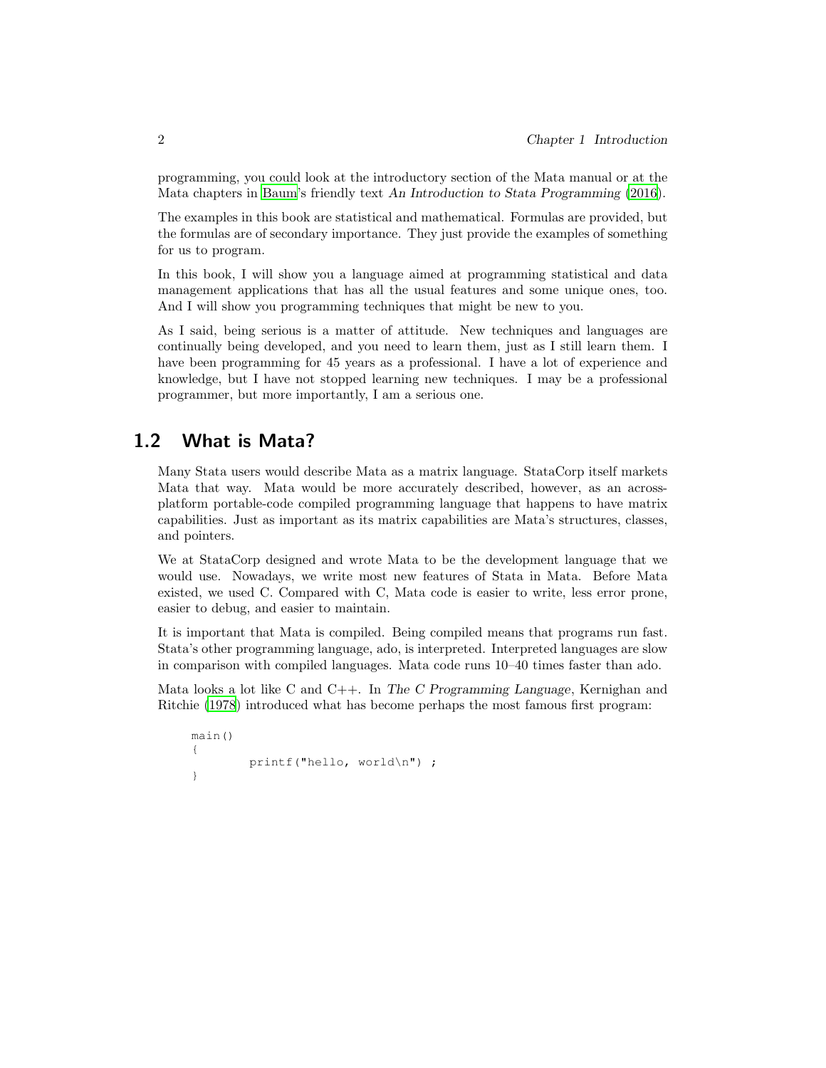programming, you could look at the introductory section of the Mata manual or at the Mata chapters in Baum's friendly text *An Introduction to Stata Programming* (2016).

The examples in this book are statistical and mathematical. Formulas are provided, but the formulas are of secondary importance. They just provide the examples of something for us to program.

In this book, I will show you a language aimed at programming statistical and data management applications that has all the usual features and some unique ones, too. And I will show you programming techniques that might be new to you.

As I said, being serious is a matter of attitude. New techniques and languages are continually being developed, and you need to learn them, just as I still learn them. I have been programming for 45 years as a professional. I have a lot of experience and knowledge, but I have not stopped learning new techniques. I may be a professional programmer, but more importantly, I am a serious one.

## 1.2 What is Mata?

Many Stata users would describe Mata as a matrix language. StataCorp itself markets Mata that way. Mata would be more accurately described, however, as an across-platform portable-code compiled programming language that happens to have matrix capabilities. Just as important as its matrix capabilities are Mata's structures, classes, and pointers.

We at StataCorp designed and wrote Mata to be the development language that we would use. Nowadays, we write most new features of Stata in Mata. Before Mata existed, we used C. Compared with C, Mata code is easier to write, less error prone, easier to debug, and easier to maintain.

It is important that Mata is compiled. Being compiled means that programs run fast. Stata's other programming language, ado, is interpreted. Interpreted languages are slow in comparison with compiled languages. Mata code runs 10–40 times faster than ado.

Mata looks a lot like C and C++. In *The C Programming Language*, Kernighan and Ritchie (1978) introduced what has become perhaps the most famous first program:

```
main()
{
        printf("hello, world\n") ;
}
```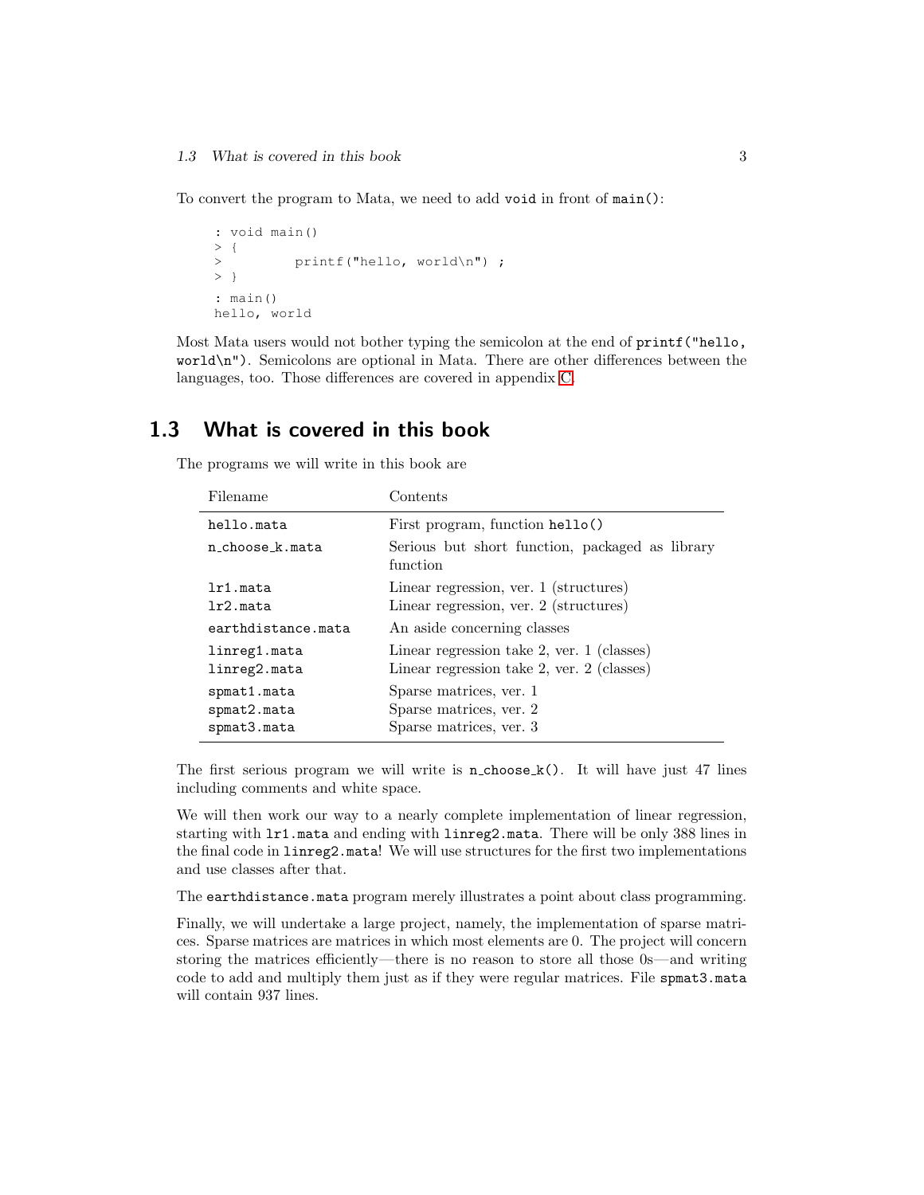To convert the program to Mata, we need to add `void` in front of `main()`:

```
: void main()
> {
>         printf("hello, world\n") ;
> }
: main()
hello, world
```

Most Mata users would not bother typing the semicolon at the end of `printf("hello, world\n")`. Semicolons are optional in Mata. There are other differences between the languages, too. Those differences are covered in appendix C.

## 1.3 What is covered in this book

The programs we will write in this book are

| Filename | Contents |
|---|---|
| `hello.mata` | First program, function `hello()` |
| `n_choose_k.mata` | Serious but short function, packaged as library function |
| `lr1.mata` | Linear regression, ver. 1 (structures) |
| `lr2.mata` | Linear regression, ver. 2 (structures) |
| `earthdistance.mata` | An aside concerning classes |
| `linreg1.mata` | Linear regression take 2, ver. 1 (classes) |
| `linreg2.mata` | Linear regression take 2, ver. 2 (classes) |
| `spmat1.mata` | Sparse matrices, ver. 1 |
| `spmat2.mata` | Sparse matrices, ver. 2 |
| `spmat3.mata` | Sparse matrices, ver. 3 |

The first serious program we will write is `n_choose_k()`. It will have just 47 lines including comments and white space.

We will then work our way to a nearly complete implementation of linear regression, starting with `lr1.mata` and ending with `linreg2.mata`. There will be only 388 lines in the final code in `linreg2.mata`! We will use structures for the first two implementations and use classes after that.

The `earthdistance.mata` program merely illustrates a point about class programming.

Finally, we will undertake a large project, namely, the implementation of sparse matrices. Sparse matrices are matrices in which most elements are 0. The project will concern storing the matrices efficiently—there is no reason to store all those 0s—and writing code to add and multiply them just as if they were regular matrices. File `spmat3.mata` will contain 937 lines.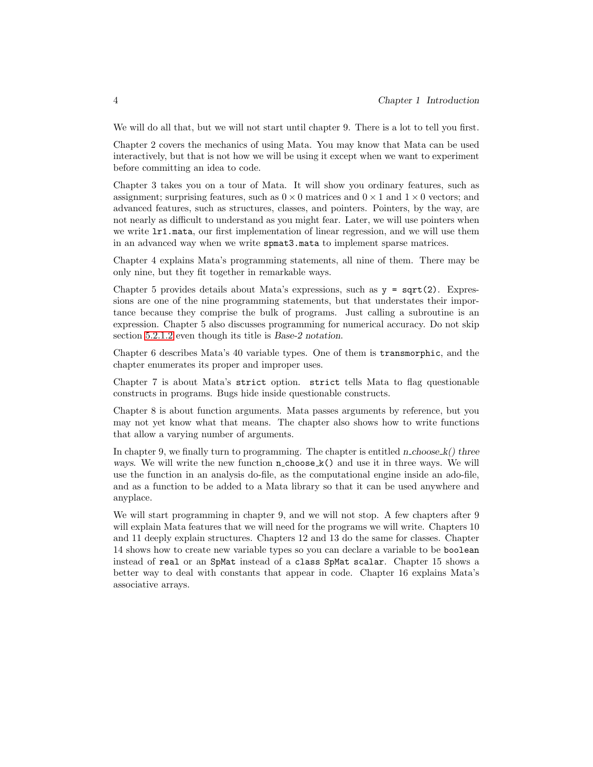We will do all that, but we will not start until chapter 9. There is a lot to tell you first.

Chapter 2 covers the mechanics of using Mata. You may know that Mata can be used interactively, but that is not how we will be using it except when we want to experiment before committing an idea to code.

Chapter 3 takes you on a tour of Mata. It will show you ordinary features, such as assignment; surprising features, such as $0 \times 0$ matrices and $0 \times 1$ and $1 \times 0$ vectors; and advanced features, such as structures, classes, and pointers. Pointers, by the way, are not nearly as difficult to understand as you might fear. Later, we will use pointers when we write `lr1.mata`, our first implementation of linear regression, and we will use them in an advanced way when we write `spmat3.mata` to implement sparse matrices.

Chapter 4 explains Mata's programming statements, all nine of them. There may be only nine, but they fit together in remarkable ways.

Chapter 5 provides details about Mata's expressions, such as `y = sqrt(2)`. Expressions are one of the nine programming statements, but that understates their importance because they comprise the bulk of programs. Just calling a subroutine is an expression. Chapter 5 also discusses programming for numerical accuracy. Do not skip section 5.2.1.2 even though its title is *Base-2 notation*.

Chapter 6 describes Mata's 40 variable types. One of them is `transmorphic`, and the chapter enumerates its proper and improper uses.

Chapter 7 is about Mata's `strict` option. `strict` tells Mata to flag questionable constructs in programs. Bugs hide inside questionable constructs.

Chapter 8 is about function arguments. Mata passes arguments by reference, but you may not yet know what that means. The chapter also shows how to write functions that allow a varying number of arguments.

In chapter 9, we finally turn to programming. The chapter is entitled *n_choose_k() three ways*. We will write the new function `n_choose_k()` and use it in three ways. We will use the function in an analysis do-file, as the computational engine inside an ado-file, and as a function to be added to a Mata library so that it can be used anywhere and anyplace.

We will start programming in chapter 9, and we will not stop. A few chapters after 9 will explain Mata features that we will need for the programs we will write. Chapters 10 and 11 deeply explain structures. Chapters 12 and 13 do the same for classes. Chapter 14 shows how to create new variable types so you can declare a variable to be `boolean` instead of `real` or an `SpMat` instead of a `class SpMat scalar`. Chapter 15 shows a better way to deal with constants that appear in code. Chapter 16 explains Mata's associative arrays.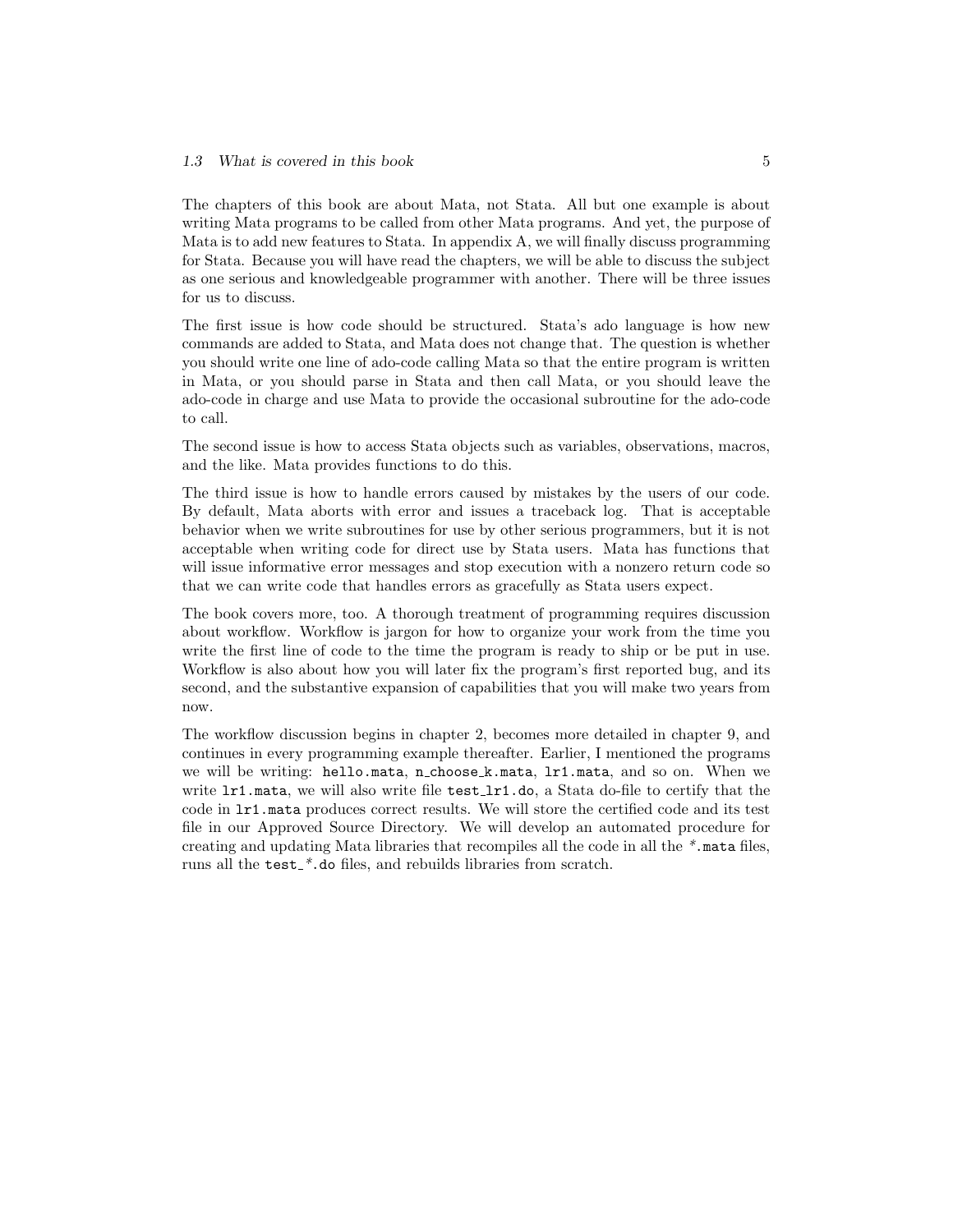The chapters of this book are about Mata, not Stata. All but one example is about writing Mata programs to be called from other Mata programs. And yet, the purpose of Mata is to add new features to Stata. In appendix A, we will finally discuss programming for Stata. Because you will have read the chapters, we will be able to discuss the subject as one serious and knowledgeable programmer with another. There will be three issues for us to discuss.

The first issue is how code should be structured. Stata's ado language is how new commands are added to Stata, and Mata does not change that. The question is whether you should write one line of ado-code calling Mata so that the entire program is written in Mata, or you should parse in Stata and then call Mata, or you should leave the ado-code in charge and use Mata to provide the occasional subroutine for the ado-code to call.

The second issue is how to access Stata objects such as variables, observations, macros, and the like. Mata provides functions to do this.

The third issue is how to handle errors caused by mistakes by the users of our code. By default, Mata aborts with error and issues a traceback log. That is acceptable behavior when we write subroutines for use by other serious programmers, but it is not acceptable when writing code for direct use by Stata users. Mata has functions that will issue informative error messages and stop execution with a nonzero return code so that we can write code that handles errors as gracefully as Stata users expect.

The book covers more, too. A thorough treatment of programming requires discussion about workflow. Workflow is jargon for how to organize your work from the time you write the first line of code to the time the program is ready to ship or be put in use. Workflow is also about how you will later fix the program's first reported bug, and its second, and the substantive expansion of capabilities that you will make two years from now.

The workflow discussion begins in chapter 2, becomes more detailed in chapter 9, and continues in every programming example thereafter. Earlier, I mentioned the programs we will be writing: `hello.mata`, `n_choose_k.mata`, `lr1.mata`, and so on. When we write `lr1.mata`, we will also write file `test_lr1.do`, a Stata do-file to certify that the code in `lr1.mata` produces correct results. We will store the certified code and its test file in our Approved Source Directory. We will develop an automated procedure for creating and updating Mata libraries that recompiles all the code in all the `*.mata` files, runs all the `test_*.do` files, and rebuilds libraries from scratch.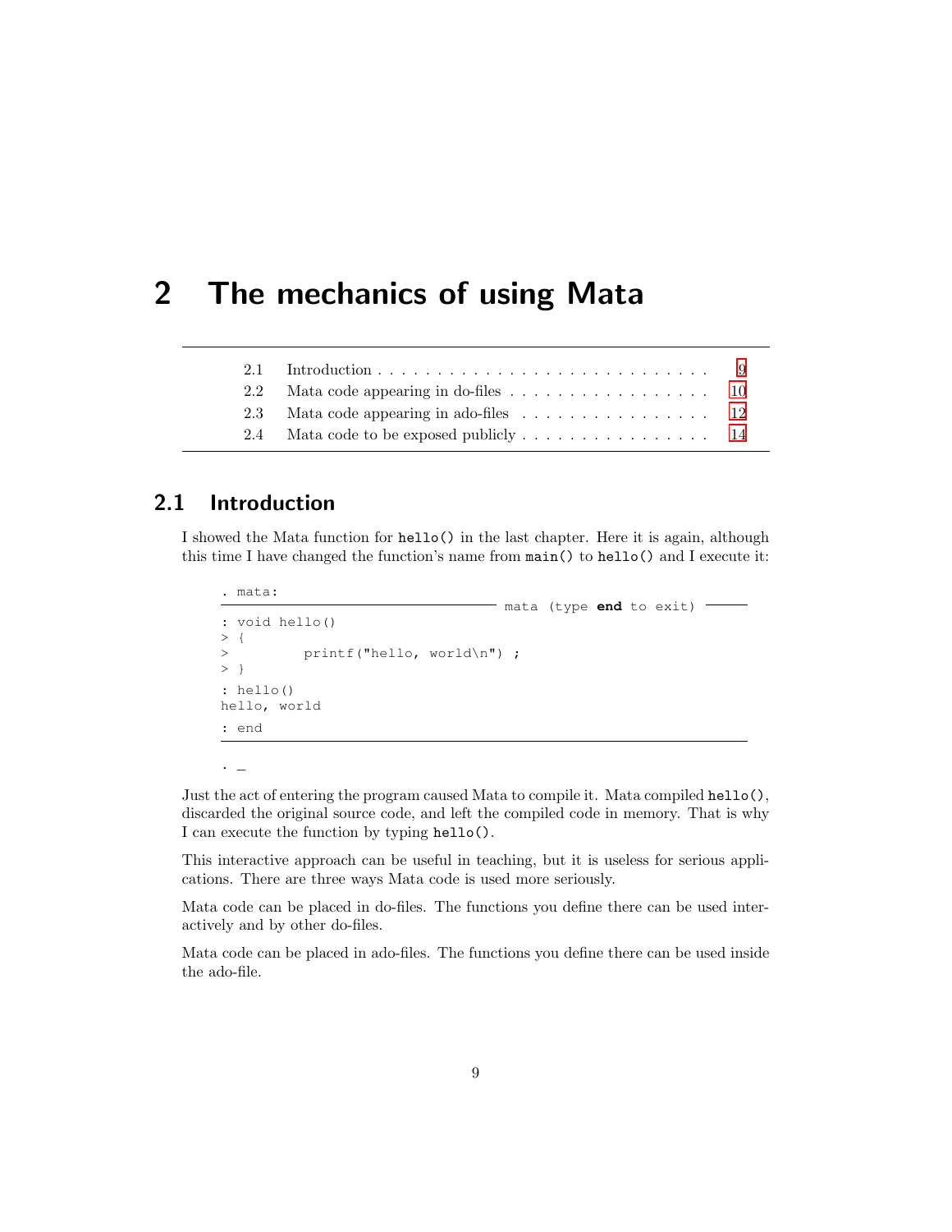# 2 The mechanics of using Mata

| | | |
|---|---|---|
| 2.1 | Introduction | 9 |
| 2.2 | Mata code appearing in do-files | 10 |
| 2.3 | Mata code appearing in ado-files | 12 |
| 2.4 | Mata code to be exposed publicly | 14 |

## 2.1 Introduction

I showed the Mata function for `hello()` in the last chapter. Here it is again, although this time I have changed the function's name from `main()` to `hello()` and I execute it:

```
. mata:
------------------------------------------------- mata (type end to exit) ------
: void hello()
> {
>         printf("hello, world\n") ;
> }
: hello()
hello, world
: end
--------------------------------------------------------------------------------
. _
```

Just the act of entering the program caused Mata to compile it. Mata compiled `hello()`, discarded the original source code, and left the compiled code in memory. That is why I can execute the function by typing `hello()`.

This interactive approach can be useful in teaching, but it is useless for serious applications. There are three ways Mata code is used more seriously.

Mata code can be placed in do-files. The functions you define there can be used interactively and by other do-files.

Mata code can be placed in ado-files. The functions you define there can be used inside the ado-file.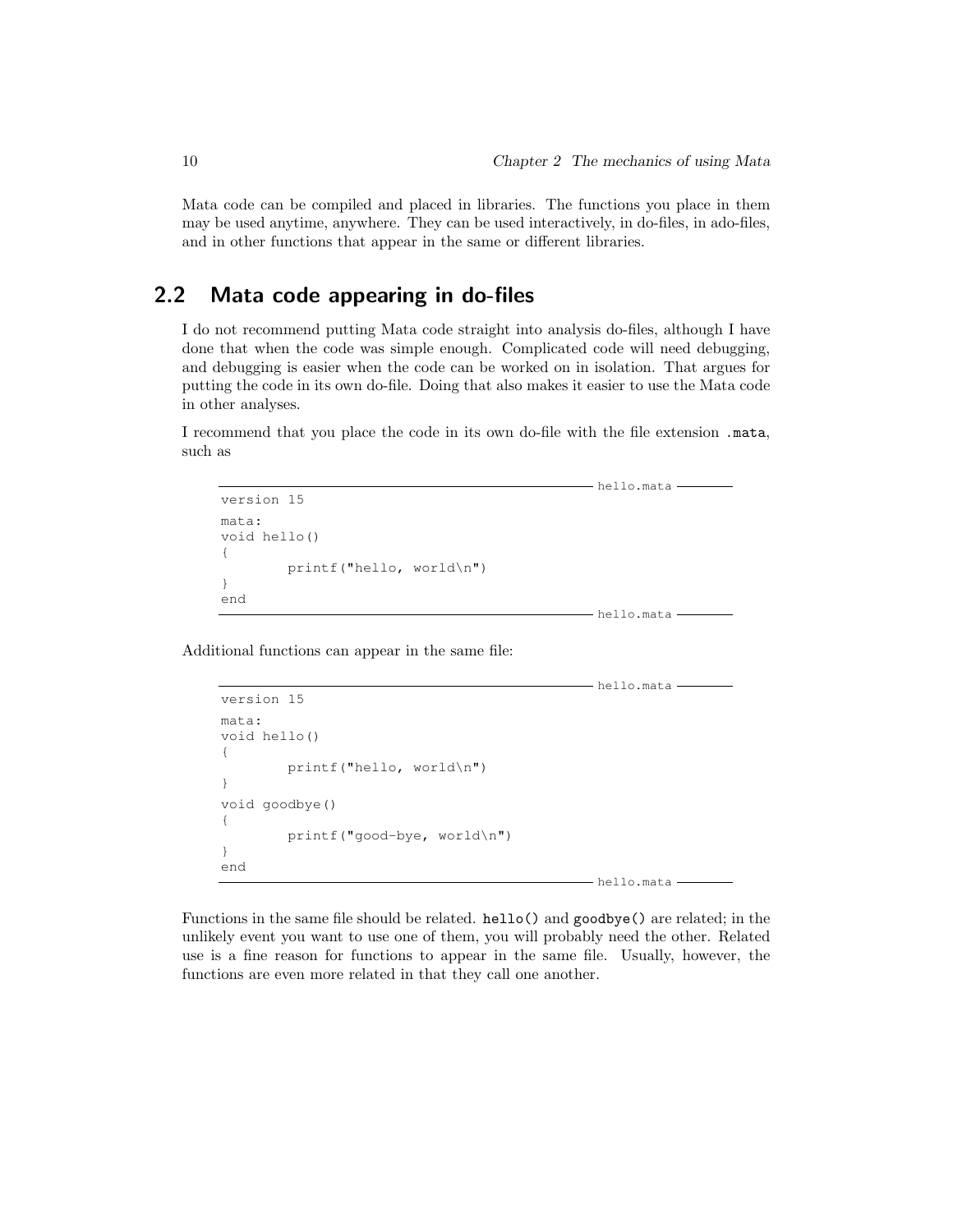Mata code can be compiled and placed in libraries. The functions you place in them may be used anytime, anywhere. They can be used interactively, in do-files, in ado-files, and in other functions that appear in the same or different libraries.

## 2.2 Mata code appearing in do-files

I do not recommend putting Mata code straight into analysis do-files, although I have done that when the code was simple enough. Complicated code will need debugging, and debugging is easier when the code can be worked on in isolation. That argues for putting the code in its own do-file. Doing that also makes it easier to use the Mata code in other analyses.

I recommend that you place the code in its own do-file with the file extension `.mata`, such as

hello.mata

```
version 15

mata:
void hello()
{
        printf("hello, world\n")
}
end
```

Additional functions can appear in the same file:

hello.mata

```
version 15

mata:
void hello()
{
        printf("hello, world\n")
}
void goodbye()
{
        printf("good-bye, world\n")
}
end
```

Functions in the same file should be related. `hello()` and `goodbye()` are related; in the unlikely event you want to use one of them, you will probably need the other. Related use is a fine reason for functions to appear in the same file. Usually, however, the functions are even more related in that they call one another.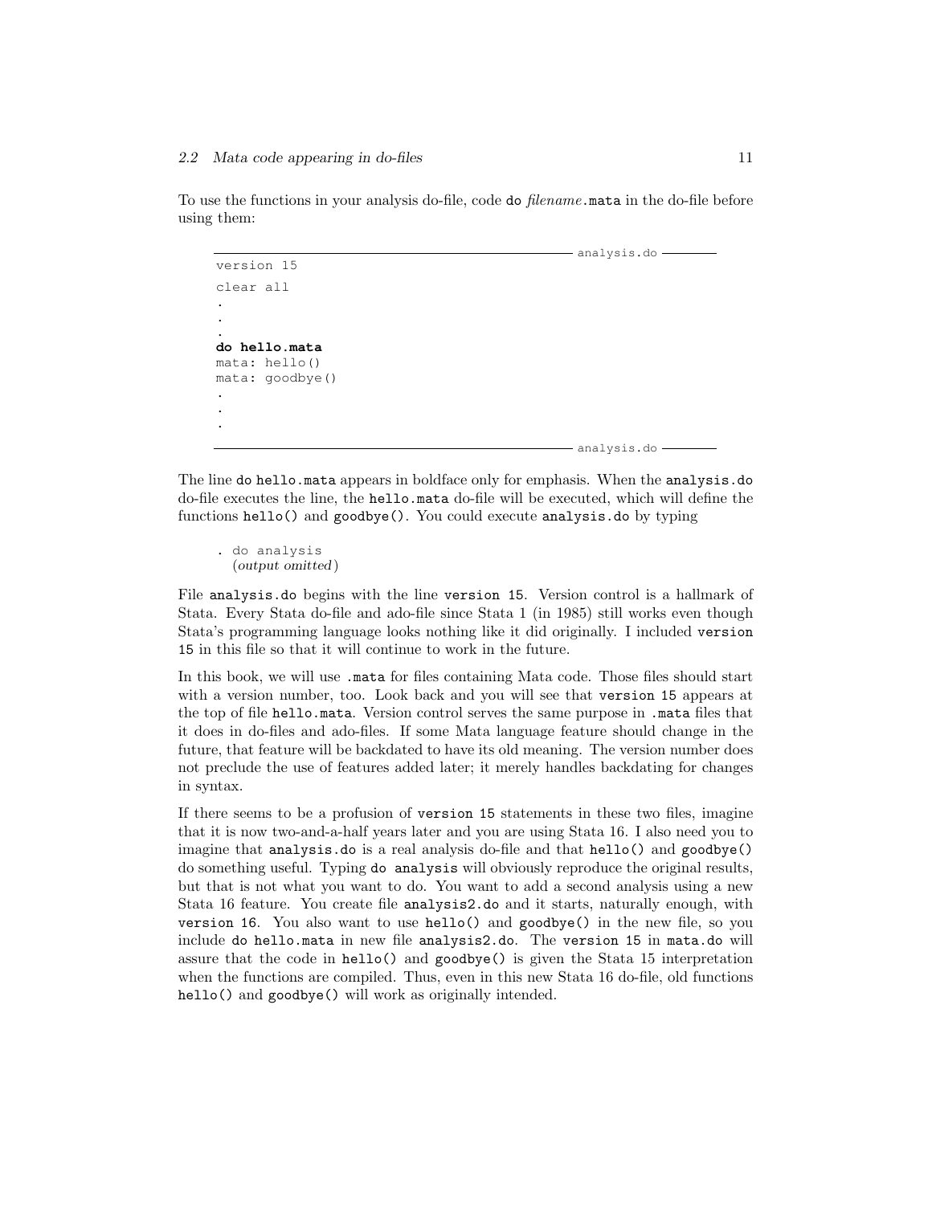To use the functions in your analysis do-file, code `do` *filename*`.mata` in the do-file before using them:

analysis.do

```
version 15
clear all
.
.
.
do hello.mata
mata: hello()
mata: goodbye()
.
.
.
```

analysis.do

The line `do hello.mata` appears in boldface only for emphasis. When the `analysis.do` do-file executes the line, the `hello.mata` do-file will be executed, which will define the functions `hello()` and `goodbye()`. You could execute `analysis.do` by typing

```
. do analysis
  (output omitted)
```

File `analysis.do` begins with the line `version 15`. Version control is a hallmark of Stata. Every Stata do-file and ado-file since Stata 1 (in 1985) still works even though Stata's programming language looks nothing like it did originally. I included `version 15` in this file so that it will continue to work in the future.

In this book, we will use `.mata` for files containing Mata code. Those files should start with a version number, too. Look back and you will see that `version 15` appears at the top of file `hello.mata`. Version control serves the same purpose in `.mata` files that it does in do-files and ado-files. If some Mata language feature should change in the future, that feature will be backdated to have its old meaning. The version number does not preclude the use of features added later; it merely handles backdating for changes in syntax.

If there seems to be a profusion of `version 15` statements in these two files, imagine that it is now two-and-a-half years later and you are using Stata 16. I also need you to imagine that `analysis.do` is a real analysis do-file and that `hello()` and `goodbye()` do something useful. Typing `do analysis` will obviously reproduce the original results, but that is not what you want to do. You want to add a second analysis using a new Stata 16 feature. You create file `analysis2.do` and it starts, naturally enough, with `version 16`. You also want to use `hello()` and `goodbye()` in the new file, so you include `do hello.mata` in new file `analysis2.do`. The `version 15` in `mata.do` will assure that the code in `hello()` and `goodbye()` is given the Stata 15 interpretation when the functions are compiled. Thus, even in this new Stata 16 do-file, old functions `hello()` and `goodbye()` will work as originally intended.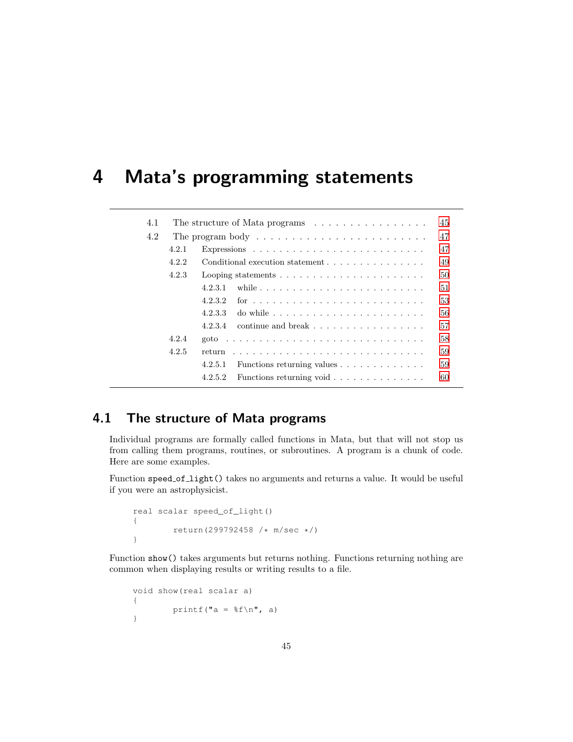# 4 Mata's programming statements

| | | |
|---|---|---|
| 4.1 | The structure of Mata programs | 45 |
| 4.2 | The program body | 47 |
| 4.2.1 | Expressions | 47 |
| 4.2.2 | Conditional execution statement | 49 |
| 4.2.3 | Looping statements | 50 |
| 4.2.3.1 | while | 51 |
| 4.2.3.2 | for | 53 |
| 4.2.3.3 | do while | 56 |
| 4.2.3.4 | continue and break | 57 |
| 4.2.4 | goto | 58 |
| 4.2.5 | return | 59 |
| 4.2.5.1 | Functions returning values | 59 |
| 4.2.5.2 | Functions returning void | 60 |

## 4.1 The structure of Mata programs

Individual programs are formally called functions in Mata, but that will not stop us from calling them programs, routines, or subroutines. A program is a chunk of code. Here are some examples.

Function `speed_of_light()` takes no arguments and returns a value. It would be useful if you were an astrophysicist.

```
real scalar speed_of_light()
{
        return(299792458 /* m/sec */)
}
```

Function `show()` takes arguments but returns nothing. Functions returning nothing are common when displaying results or writing results to a file.

```
void show(real scalar a)
{
        printf("a = %f\n", a)
}
```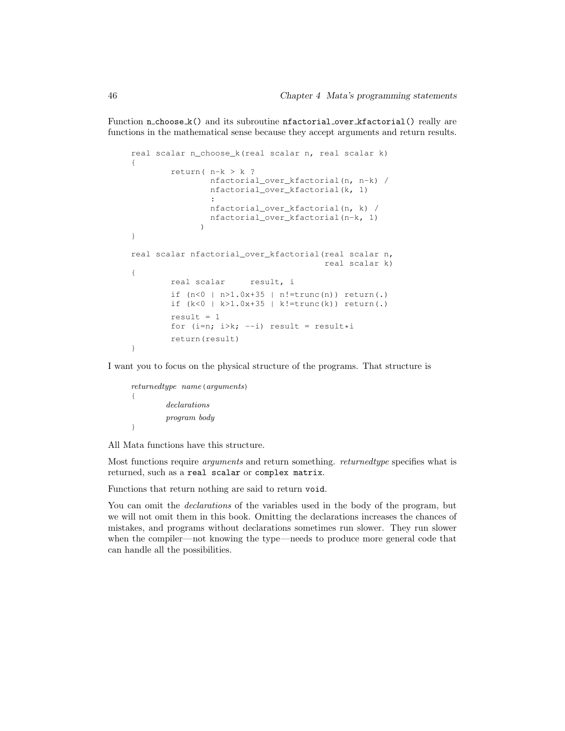Function `n_choose_k()` and its subroutine `nfactorial_over_kfactorial()` really are functions in the mathematical sense because they accept arguments and return results.

```
real scalar n_choose_k(real scalar n, real scalar k)
{
        return( n-k > k ?
                nfactorial_over_kfactorial(n, n-k) /
                nfactorial_over_kfactorial(k, 1)
                :
                nfactorial_over_kfactorial(n, k) /
                nfactorial_over_kfactorial(n-k, 1)
              )
}

real scalar nfactorial_over_kfactorial(real scalar n,
                                       real scalar k)
{
        real scalar     result, i

        if (n<0 | n>1.0x+35 | n!=trunc(n)) return(.)
        if (k<0 | k>1.0x+35 | k!=trunc(k)) return(.)

        result = 1
        for (i=n; i>k; --i) result = result*i

        return(result)
}
```

I want you to focus on the physical structure of the programs. That structure is

```
returnedtype  name(arguments)
{
        declarations

        program body
}
```

All Mata functions have this structure.

Most functions require *arguments* and return something. *returnedtype* specifies what is returned, such as a `real scalar` or `complex matrix`.

Functions that return nothing are said to return `void`.

You can omit the *declarations* of the variables used in the body of the program, but we will not omit them in this book. Omitting the declarations increases the chances of mistakes, and programs without declarations sometimes run slower. They run slower when the compiler—not knowing the type—needs to produce more general code that can handle all the possibilities.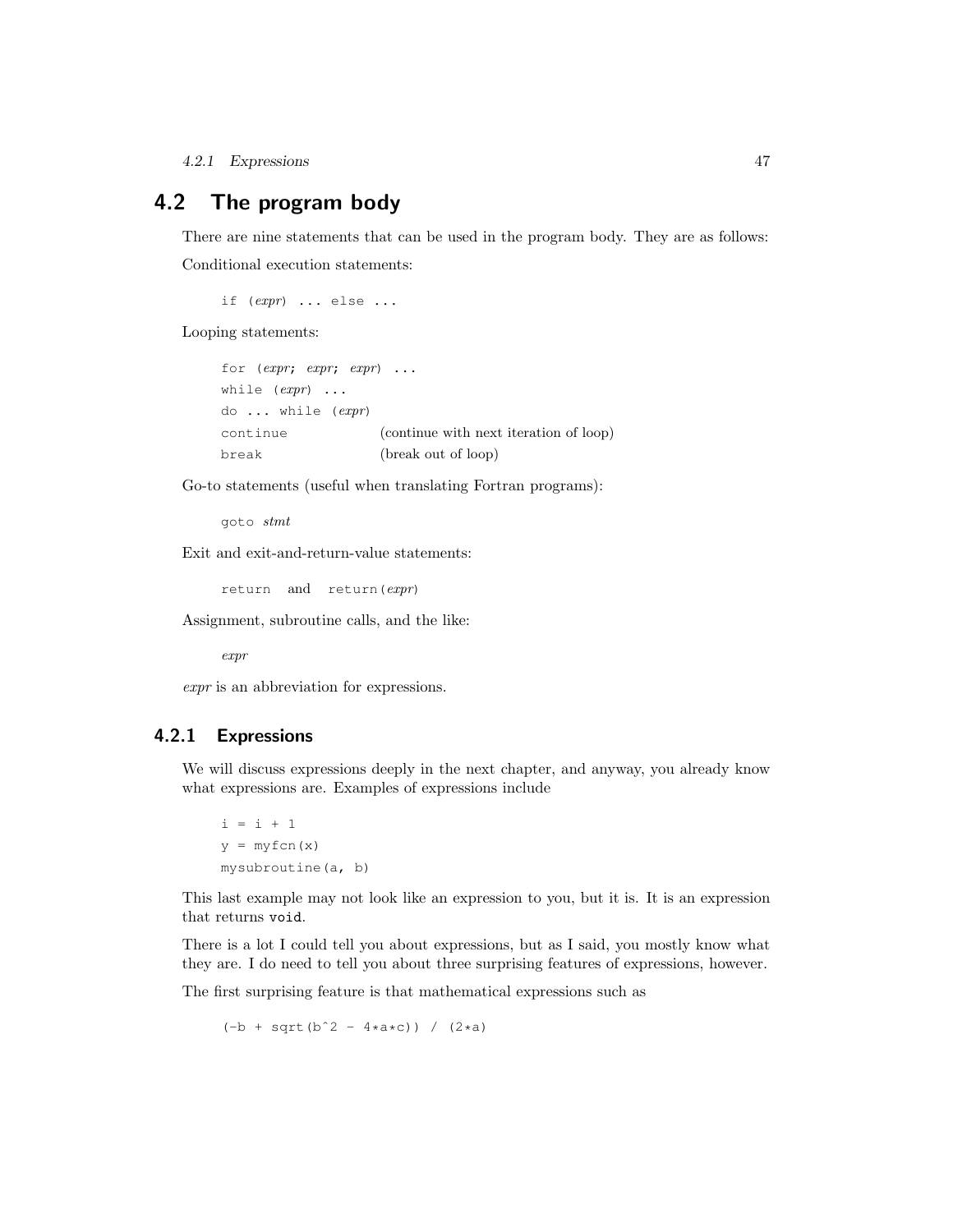## 4.2 The program body

There are nine statements that can be used in the program body. They are as follows:

Conditional execution statements:

```
if (expr) ... else ...
```

Looping statements:

```
for (expr; expr; expr) ...
while (expr) ...
do ... while (expr)
continue            (continue with next iteration of loop)
break               (break out of loop)
```

Go-to statements (useful when translating Fortran programs):

```
goto stmt
```

Exit and exit-and-return-value statements:

```
return   and   return(expr)
```

Assignment, subroutine calls, and the like:

```
expr
```

*expr* is an abbreviation for expressions.

### 4.2.1 Expressions

We will discuss expressions deeply in the next chapter, and anyway, you already know what expressions are. Examples of expressions include

```
i = i + 1
y = myfcn(x)
mysubroutine(a, b)
```

This last example may not look like an expression to you, but it is. It is an expression that returns `void`.

There is a lot I could tell you about expressions, but as I said, you mostly know what they are. I do need to tell you about three surprising features of expressions, however.

The first surprising feature is that mathematical expressions such as

```
(-b + sqrt(b^2 - 4*a*c)) / (2*a)
```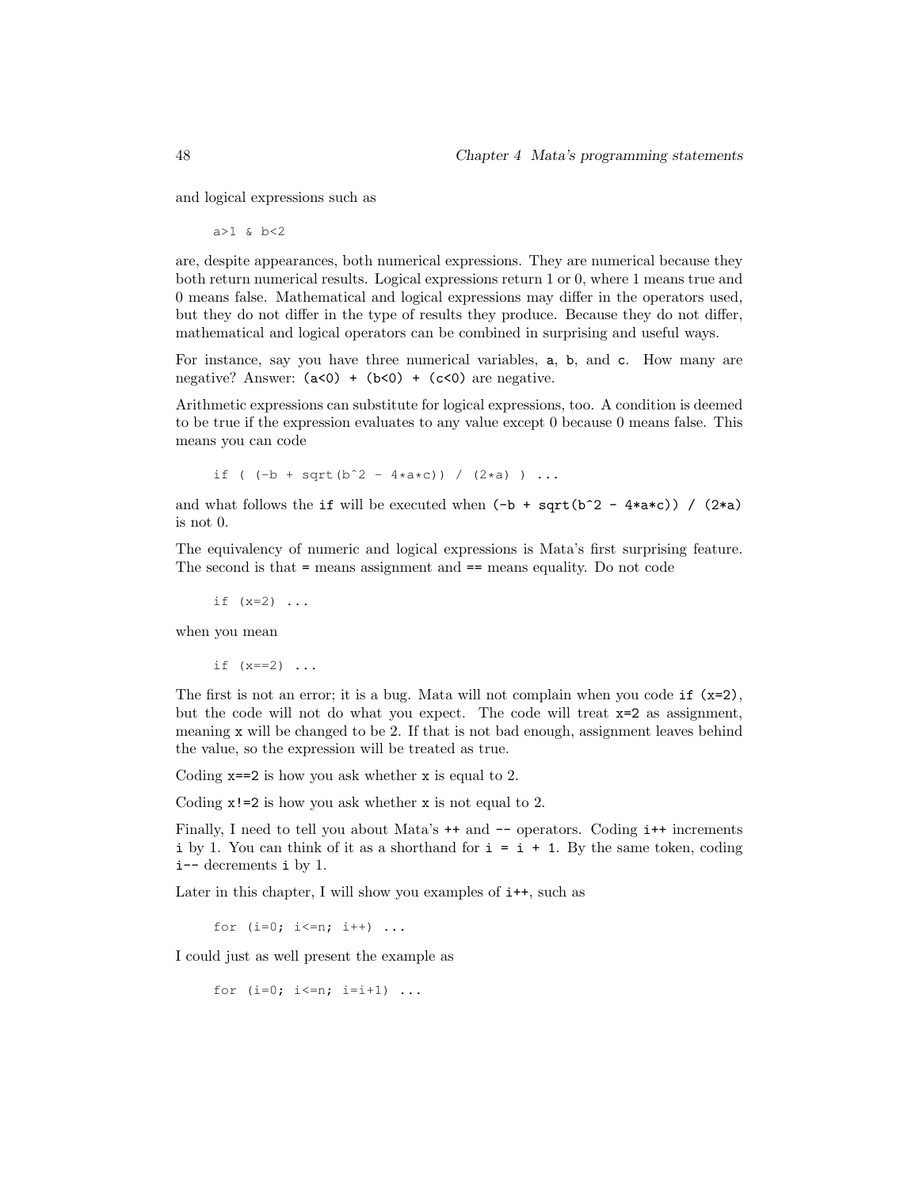and logical expressions such as

```
a>1 & b<2
```

are, despite appearances, both numerical expressions. They are numerical because they both return numerical results. Logical expressions return 1 or 0, where 1 means true and 0 means false. Mathematical and logical expressions may differ in the operators used, but they do not differ in the type of results they produce. Because they do not differ, mathematical and logical operators can be combined in surprising and useful ways.

For instance, say you have three numerical variables, `a`, `b`, and `c`. How many are negative? Answer: `(a<0) + (b<0) + (c<0)` are negative.

Arithmetic expressions can substitute for logical expressions, too. A condition is deemed to be true if the expression evaluates to any value except 0 because 0 means false. This means you can code

```
if ( (-b + sqrt(b^2 - 4*a*c)) / (2*a) ) ...
```

and what follows the `if` will be executed when `(-b + sqrt(b^2 - 4*a*c)) / (2*a)` is not 0.

The equivalency of numeric and logical expressions is Mata's first surprising feature. The second is that `=` means assignment and `==` means equality. Do not code

```
if (x=2) ...
```

when you mean

```
if (x==2) ...
```

The first is not an error; it is a bug. Mata will not complain when you code `if (x=2)`, but the code will not do what you expect. The code will treat `x=2` as assignment, meaning `x` will be changed to be 2. If that is not bad enough, assignment leaves behind the value, so the expression will be treated as true.

Coding `x==2` is how you ask whether `x` is equal to 2.

Coding `x!=2` is how you ask whether `x` is not equal to 2.

Finally, I need to tell you about Mata's `++` and `--` operators. Coding `i++` increments `i` by 1. You can think of it as a shorthand for `i = i + 1`. By the same token, coding `i--` decrements `i` by 1.

Later in this chapter, I will show you examples of `i++`, such as

```
for (i=0; i<=n; i++) ...
```

I could just as well present the example as

```
for (i=0; i<=n; i=i+1) ...
```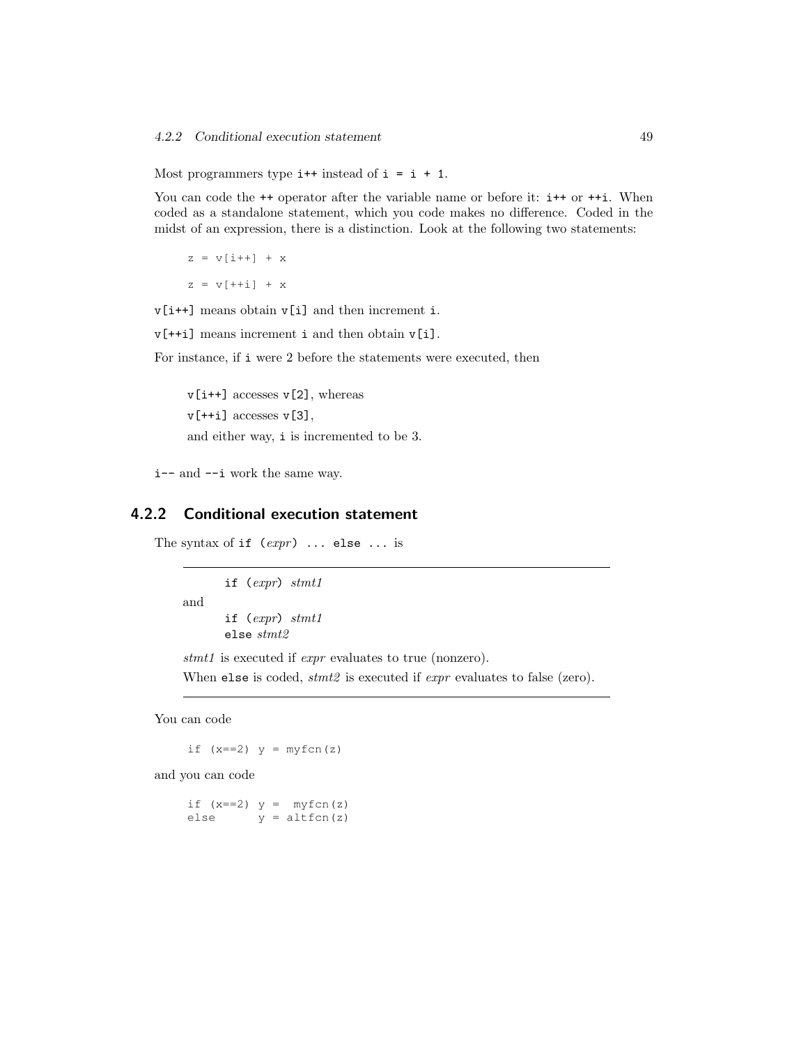Most programmers type `i++` instead of `i = i + 1`.

You can code the `++` operator after the variable name or before it: `i++` or `++i`. When coded as a standalone statement, which you code makes no difference. Coded in the midst of an expression, there is a distinction. Look at the following two statements:

```
z = v[i++] + x

z = v[++i] + x
```

`v[i++]` means obtain `v[i]` and then increment `i`.

`v[++i]` means increment `i` and then obtain `v[i]`.

For instance, if `i` were 2 before the statements were executed, then

> `v[i++]` accesses `v[2]`, whereas
>
> `v[++i]` accesses `v[3]`,
>
> and either way, `i` is incremented to be 3.

`i--` and `--i` work the same way.

### 4.2.2 Conditional execution statement

The syntax of `if (`*expr*`) ... else ...` is

---

> `if (`*expr*`)` *stmt1*

and

> `if (`*expr*`)` *stmt1*
> `else` *stmt2*

*stmt1* is executed if *expr* evaluates to true (nonzero).

When `else` is coded, *stmt2* is executed if *expr* evaluates to false (zero).

---

You can code

```
if (x==2) y = myfcn(z)
```

and you can code

```
if (x==2) y =  myfcn(z)
else      y = altfcn(z)
```